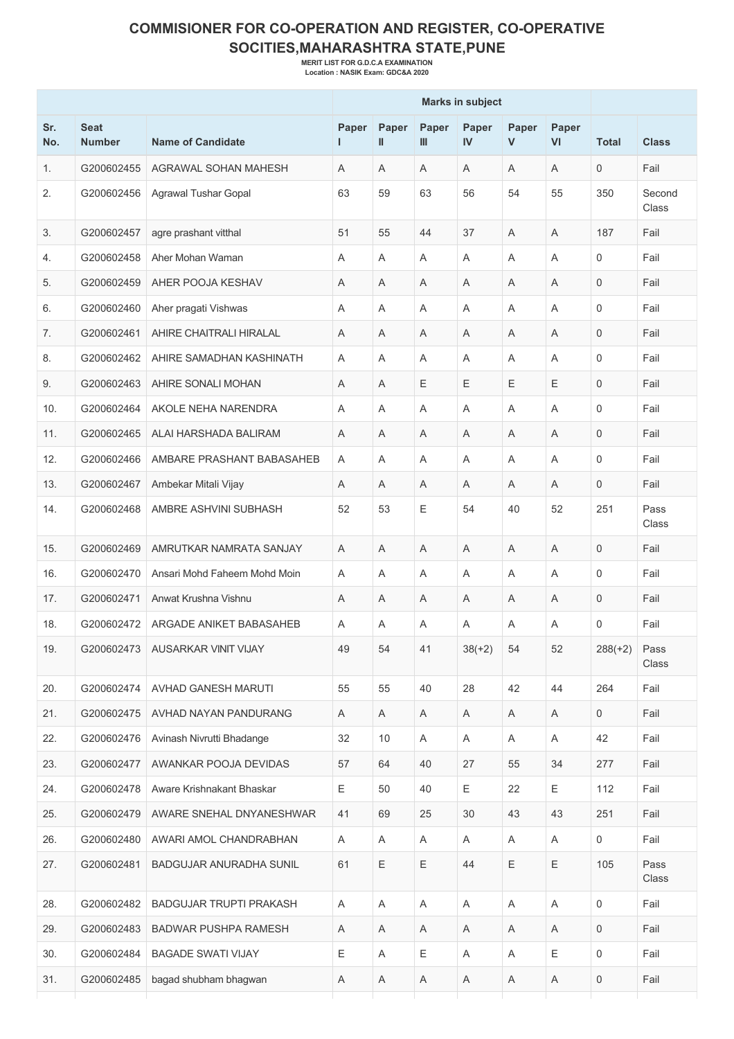# COMMISIONER FOR CO-OPERATION AND REGISTER, CO-OPERATIVE SOCITIES,MAHARASHTRA STATE,PUNE

**MERIT LIST FOR G.D.C.A EXAMINATION**
**Location : NASIK Exam: GDC&A 2020**

| | | | Marks in subject | | | | | | | |
|---|---|---|---|---|---|---|---|---|---|---|
| Sr. No. | Seat Number | Name of Candidate | Paper I | Paper II | Paper III | Paper IV | Paper V | Paper VI | Total | Class |
| 1. | G200602455 | AGRAWAL SOHAN MAHESH | A | A | A | A | A | A | 0 | Fail |
| 2. | G200602456 | Agrawal Tushar Gopal | 63 | 59 | 63 | 56 | 54 | 55 | 350 | Second Class |
| 3. | G200602457 | agre prashant vitthal | 51 | 55 | 44 | 37 | A | A | 187 | Fail |
| 4. | G200602458 | Aher Mohan Waman | A | A | A | A | A | A | 0 | Fail |
| 5. | G200602459 | AHER POOJA KESHAV | A | A | A | A | A | A | 0 | Fail |
| 6. | G200602460 | Aher pragati Vishwas | A | A | A | A | A | A | 0 | Fail |
| 7. | G200602461 | AHIRE CHAITRALI HIRALAL | A | A | A | A | A | A | 0 | Fail |
| 8. | G200602462 | AHIRE SAMADHAN KASHINATH | A | A | A | A | A | A | 0 | Fail |
| 9. | G200602463 | AHIRE SONALI MOHAN | A | A | E | E | E | E | 0 | Fail |
| 10. | G200602464 | AKOLE NEHA NARENDRA | A | A | A | A | A | A | 0 | Fail |
| 11. | G200602465 | ALAI HARSHADA BALIRAM | A | A | A | A | A | A | 0 | Fail |
| 12. | G200602466 | AMBARE PRASHANT BABASAHEB | A | A | A | A | A | A | 0 | Fail |
| 13. | G200602467 | Ambekar Mitali Vijay | A | A | A | A | A | A | 0 | Fail |
| 14. | G200602468 | AMBRE ASHVINI SUBHASH | 52 | 53 | E | 54 | 40 | 52 | 251 | Pass Class |
| 15. | G200602469 | AMRUTKAR NAMRATA SANJAY | A | A | A | A | A | A | 0 | Fail |
| 16. | G200602470 | Ansari Mohd Faheem Mohd Moin | A | A | A | A | A | A | 0 | Fail |
| 17. | G200602471 | Anwat Krushna Vishnu | A | A | A | A | A | A | 0 | Fail |
| 18. | G200602472 | ARGADE ANIKET BABASAHEB | A | A | A | A | A | A | 0 | Fail |
| 19. | G200602473 | AUSARKAR VINIT VIJAY | 49 | 54 | 41 | 38(+2) | 54 | 52 | 288(+2) | Pass Class |
| 20. | G200602474 | AVHAD GANESH MARUTI | 55 | 55 | 40 | 28 | 42 | 44 | 264 | Fail |
| 21. | G200602475 | AVHAD NAYAN PANDURANG | A | A | A | A | A | A | 0 | Fail |
| 22. | G200602476 | Avinash Nivrutti Bhadange | 32 | 10 | A | A | A | A | 42 | Fail |
| 23. | G200602477 | AWANKAR POOJA DEVIDAS | 57 | 64 | 40 | 27 | 55 | 34 | 277 | Fail |
| 24. | G200602478 | Aware Krishnakant Bhaskar | E | 50 | 40 | E | 22 | E | 112 | Fail |
| 25. | G200602479 | AWARE SNEHAL DNYANESHWAR | 41 | 69 | 25 | 30 | 43 | 43 | 251 | Fail |
| 26. | G200602480 | AWARI AMOL CHANDRABHAN | A | A | A | A | A | A | 0 | Fail |
| 27. | G200602481 | BADGUJAR ANURADHA SUNIL | 61 | E | E | 44 | E | E | 105 | Pass Class |
| 28. | G200602482 | BADGUJAR TRUPTI PRAKASH | A | A | A | A | A | A | 0 | Fail |
| 29. | G200602483 | BADWAR PUSHPA RAMESH | A | A | A | A | A | A | 0 | Fail |
| 30. | G200602484 | BAGADE SWATI VIJAY | E | A | E | A | A | E | 0 | Fail |
| 31. | G200602485 | bagad shubham bhagwan | A | A | A | A | A | A | 0 | Fail |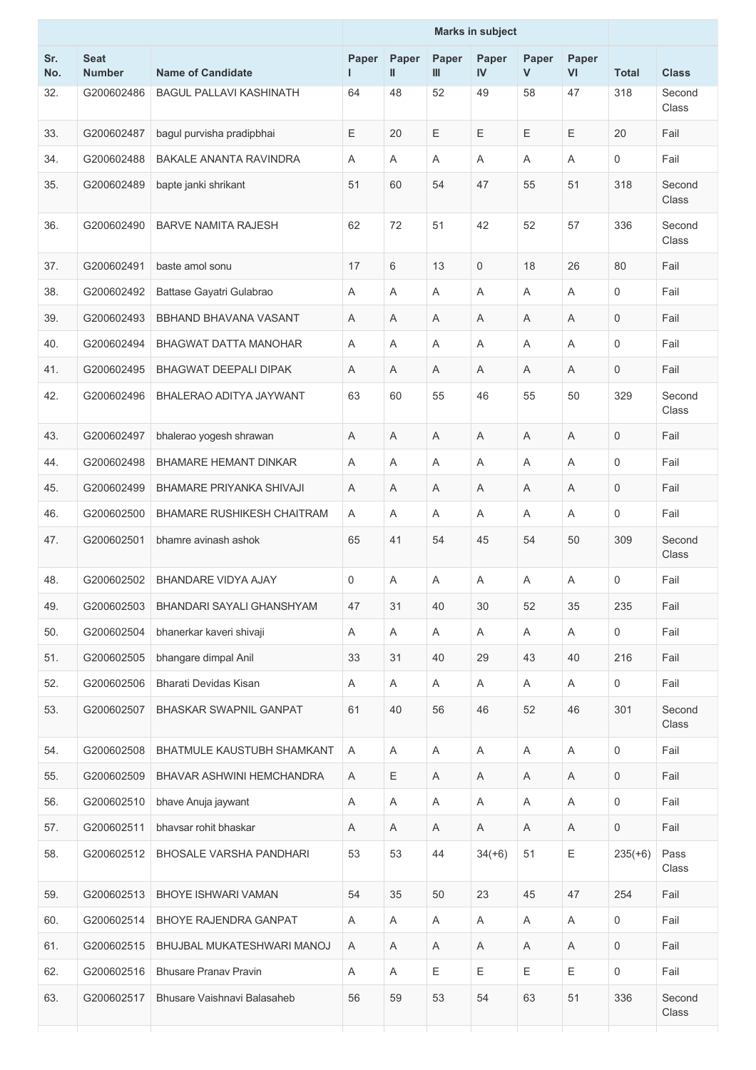| Sr. No. | Seat Number | Name of Candidate | Marks in subject | | | | | | Total | Class |
|---|---|---|---|---|---|---|---|---|---|---|
| | | | Paper I | Paper II | Paper III | Paper IV | Paper V | Paper VI | | |
| 32. | G200602486 | BAGUL PALLAVI KASHINATH | 64 | 48 | 52 | 49 | 58 | 47 | 318 | Second Class |
| 33. | G200602487 | bagul purvisha pradipbhai | E | 20 | E | E | E | E | 20 | Fail |
| 34. | G200602488 | BAKALE ANANTA RAVINDRA | A | A | A | A | A | A | 0 | Fail |
| 35. | G200602489 | bapte janki shrikant | 51 | 60 | 54 | 47 | 55 | 51 | 318 | Second Class |
| 36. | G200602490 | BARVE NAMITA RAJESH | 62 | 72 | 51 | 42 | 52 | 57 | 336 | Second Class |
| 37. | G200602491 | baste amol sonu | 17 | 6 | 13 | 0 | 18 | 26 | 80 | Fail |
| 38. | G200602492 | Battase Gayatri Gulabrao | A | A | A | A | A | A | 0 | Fail |
| 39. | G200602493 | BBHAND BHAVANA VASANT | A | A | A | A | A | A | 0 | Fail |
| 40. | G200602494 | BHAGWAT DATTA MANOHAR | A | A | A | A | A | A | 0 | Fail |
| 41. | G200602495 | BHAGWAT DEEPALI DIPAK | A | A | A | A | A | A | 0 | Fail |
| 42. | G200602496 | BHALERAO ADITYA JAYWANT | 63 | 60 | 55 | 46 | 55 | 50 | 329 | Second Class |
| 43. | G200602497 | bhalerao yogesh shrawan | A | A | A | A | A | A | 0 | Fail |
| 44. | G200602498 | BHAMARE HEMANT DINKAR | A | A | A | A | A | A | 0 | Fail |
| 45. | G200602499 | BHAMARE PRIYANKA SHIVAJI | A | A | A | A | A | A | 0 | Fail |
| 46. | G200602500 | BHAMARE RUSHIKESH CHAITRAM | A | A | A | A | A | A | 0 | Fail |
| 47. | G200602501 | bhamre avinash ashok | 65 | 41 | 54 | 45 | 54 | 50 | 309 | Second Class |
| 48. | G200602502 | BHANDARE VIDYA AJAY | 0 | A | A | A | A | A | 0 | Fail |
| 49. | G200602503 | BHANDARI SAYALI GHANSHYAM | 47 | 31 | 40 | 30 | 52 | 35 | 235 | Fail |
| 50. | G200602504 | bhanerkar kaveri shivaji | A | A | A | A | A | A | 0 | Fail |
| 51. | G200602505 | bhangare dimpal Anil | 33 | 31 | 40 | 29 | 43 | 40 | 216 | Fail |
| 52. | G200602506 | Bharati Devidas Kisan | A | A | A | A | A | A | 0 | Fail |
| 53. | G200602507 | BHASKAR SWAPNIL GANPAT | 61 | 40 | 56 | 46 | 52 | 46 | 301 | Second Class |
| 54. | G200602508 | BHATMULE KAUSTUBH SHAMKANT | A | A | A | A | A | A | 0 | Fail |
| 55. | G200602509 | BHAVAR ASHWINI HEMCHANDRA | A | E | A | A | A | A | 0 | Fail |
| 56. | G200602510 | bhave Anuja jaywant | A | A | A | A | A | A | 0 | Fail |
| 57. | G200602511 | bhavsar rohit bhaskar | A | A | A | A | A | A | 0 | Fail |
| 58. | G200602512 | BHOSALE VARSHA PANDHARI | 53 | 53 | 44 | 34(+6) | 51 | E | 235(+6) | Pass Class |
| 59. | G200602513 | BHOYE ISHWARI VAMAN | 54 | 35 | 50 | 23 | 45 | 47 | 254 | Fail |
| 60. | G200602514 | BHOYE RAJENDRA GANPAT | A | A | A | A | A | A | 0 | Fail |
| 61. | G200602515 | BHUJBAL MUKATESHWARI MANOJ | A | A | A | A | A | A | 0 | Fail |
| 62. | G200602516 | Bhusare Pranav Pravin | A | A | E | E | E | E | 0 | Fail |
| 63. | G200602517 | Bhusare Vaishnavi Balasaheb | 56 | 59 | 53 | 54 | 63 | 51 | 336 | Second Class |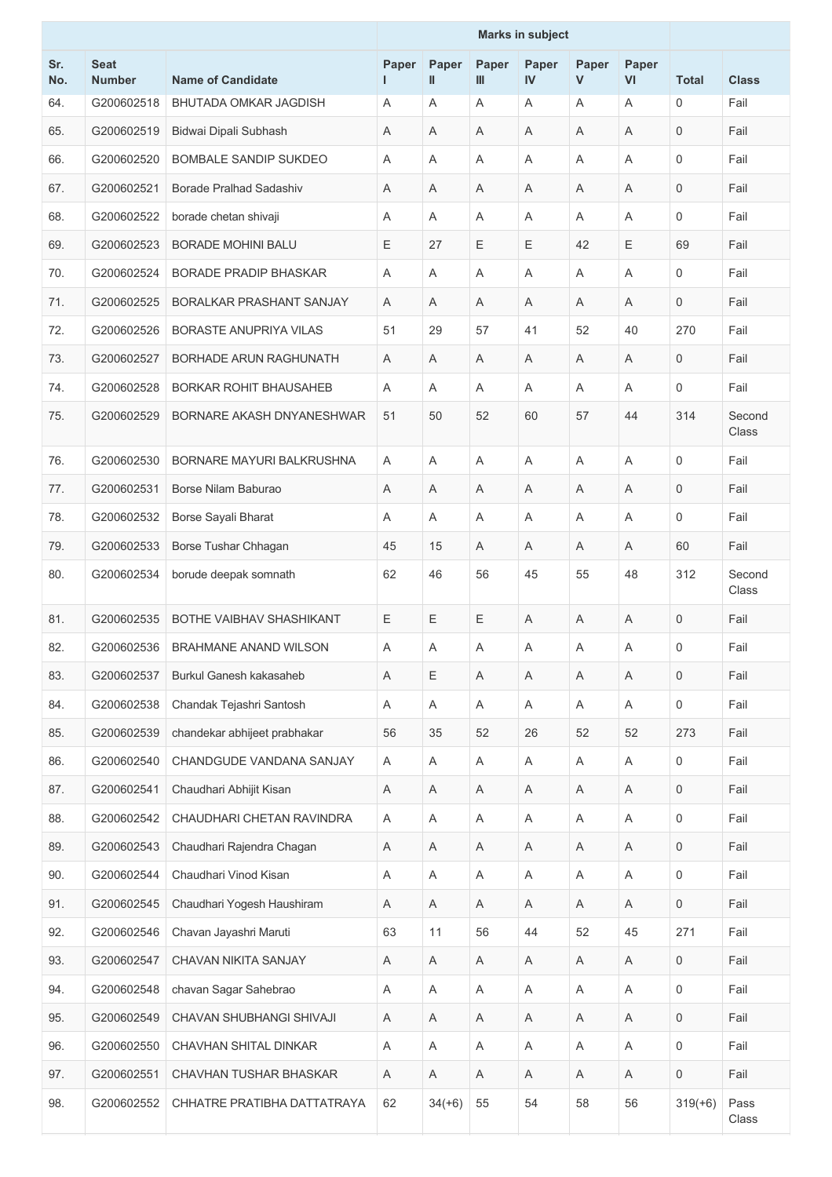| Sr. No. | Seat Number | Name of Candidate | Marks in subject | | | | | | Total | Class |
|---|---|---|---|---|---|---|---|---|---|---|
| | | | Paper I | Paper II | Paper III | Paper IV | Paper V | Paper VI | | |
| 64. | G200602518 | BHUTADA OMKAR JAGDISH | A | A | A | A | A | A | 0 | Fail |
| 65. | G200602519 | Bidwai Dipali Subhash | A | A | A | A | A | A | 0 | Fail |
| 66. | G200602520 | BOMBALE SANDIP SUKDEO | A | A | A | A | A | A | 0 | Fail |
| 67. | G200602521 | Borade Pralhad Sadashiv | A | A | A | A | A | A | 0 | Fail |
| 68. | G200602522 | borade chetan shivaji | A | A | A | A | A | A | 0 | Fail |
| 69. | G200602523 | BORADE MOHINI BALU | E | 27 | E | E | 42 | E | 69 | Fail |
| 70. | G200602524 | BORADE PRADIP BHASKAR | A | A | A | A | A | A | 0 | Fail |
| 71. | G200602525 | BORALKAR PRASHANT SANJAY | A | A | A | A | A | A | 0 | Fail |
| 72. | G200602526 | BORASTE ANUPRIYA VILAS | 51 | 29 | 57 | 41 | 52 | 40 | 270 | Fail |
| 73. | G200602527 | BORHADE ARUN RAGHUNATH | A | A | A | A | A | A | 0 | Fail |
| 74. | G200602528 | BORKAR ROHIT BHAUSAHEB | A | A | A | A | A | A | 0 | Fail |
| 75. | G200602529 | BORNARE AKASH DNYANESHWAR | 51 | 50 | 52 | 60 | 57 | 44 | 314 | Second Class |
| 76. | G200602530 | BORNARE MAYURI BALKRUSHNA | A | A | A | A | A | A | 0 | Fail |
| 77. | G200602531 | Borse Nilam Baburao | A | A | A | A | A | A | 0 | Fail |
| 78. | G200602532 | Borse Sayali Bharat | A | A | A | A | A | A | 0 | Fail |
| 79. | G200602533 | Borse Tushar Chhagan | 45 | 15 | A | A | A | A | 60 | Fail |
| 80. | G200602534 | borude deepak somnath | 62 | 46 | 56 | 45 | 55 | 48 | 312 | Second Class |
| 81. | G200602535 | BOTHE VAIBHAV SHASHIKANT | E | E | E | A | A | A | 0 | Fail |
| 82. | G200602536 | BRAHMANE ANAND WILSON | A | A | A | A | A | A | 0 | Fail |
| 83. | G200602537 | Burkul Ganesh kakasaheb | A | E | A | A | A | A | 0 | Fail |
| 84. | G200602538 | Chandak Tejashri Santosh | A | A | A | A | A | A | 0 | Fail |
| 85. | G200602539 | chandekar abhijeet prabhakar | 56 | 35 | 52 | 26 | 52 | 52 | 273 | Fail |
| 86. | G200602540 | CHANDGUDE VANDANA SANJAY | A | A | A | A | A | A | 0 | Fail |
| 87. | G200602541 | Chaudhari Abhijit Kisan | A | A | A | A | A | A | 0 | Fail |
| 88. | G200602542 | CHAUDHARI CHETAN RAVINDRA | A | A | A | A | A | A | 0 | Fail |
| 89. | G200602543 | Chaudhari Rajendra Chagan | A | A | A | A | A | A | 0 | Fail |
| 90. | G200602544 | Chaudhari Vinod Kisan | A | A | A | A | A | A | 0 | Fail |
| 91. | G200602545 | Chaudhari Yogesh Haushiram | A | A | A | A | A | A | 0 | Fail |
| 92. | G200602546 | Chavan Jayashri Maruti | 63 | 11 | 56 | 44 | 52 | 45 | 271 | Fail |
| 93. | G200602547 | CHAVAN NIKITA SANJAY | A | A | A | A | A | A | 0 | Fail |
| 94. | G200602548 | chavan Sagar Sahebrao | A | A | A | A | A | A | 0 | Fail |
| 95. | G200602549 | CHAVAN SHUBHANGI SHIVAJI | A | A | A | A | A | A | 0 | Fail |
| 96. | G200602550 | CHAVHAN SHITAL DINKAR | A | A | A | A | A | A | 0 | Fail |
| 97. | G200602551 | CHAVHAN TUSHAR BHASKAR | A | A | A | A | A | A | 0 | Fail |
| 98. | G200602552 | CHHATRE PRATIBHA DATTATRAYA | 62 | 34(+6) | 55 | 54 | 58 | 56 | 319(+6) | Pass Class |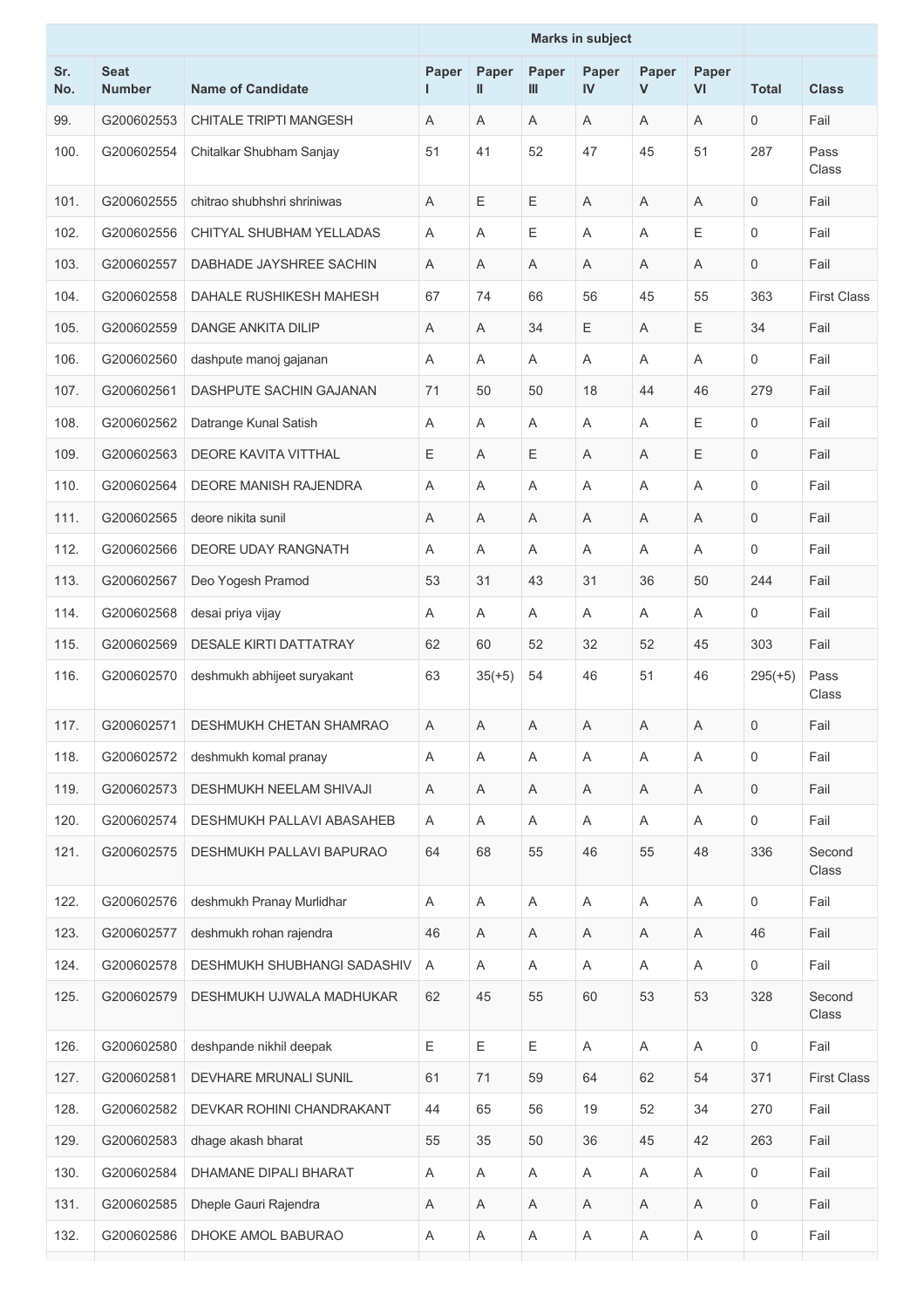| Sr. No. | Seat Number | Name of Candidate | Marks in subject | | | | | | Total | Class |
|---|---|---|---|---|---|---|---|---|---|---|
| | | | Paper I | Paper II | Paper III | Paper IV | Paper V | Paper VI | | |
| 99. | G200602553 | CHITALE TRIPTI MANGESH | A | A | A | A | A | A | 0 | Fail |
| 100. | G200602554 | Chitalkar Shubham Sanjay | 51 | 41 | 52 | 47 | 45 | 51 | 287 | Pass Class |
| 101. | G200602555 | chitrao shubhshri shriniwas | A | E | E | A | A | A | 0 | Fail |
| 102. | G200602556 | CHITYAL SHUBHAM YELLADAS | A | A | E | A | A | E | 0 | Fail |
| 103. | G200602557 | DABHADE JAYSHREE SACHIN | A | A | A | A | A | A | 0 | Fail |
| 104. | G200602558 | DAHALE RUSHIKESH MAHESH | 67 | 74 | 66 | 56 | 45 | 55 | 363 | First Class |
| 105. | G200602559 | DANGE ANKITA DILIP | A | A | 34 | E | A | E | 34 | Fail |
| 106. | G200602560 | dashpute manoj gajanan | A | A | A | A | A | A | 0 | Fail |
| 107. | G200602561 | DASHPUTE SACHIN GAJANAN | 71 | 50 | 50 | 18 | 44 | 46 | 279 | Fail |
| 108. | G200602562 | Datrange Kunal Satish | A | A | A | A | A | E | 0 | Fail |
| 109. | G200602563 | DEORE KAVITA VITTHAL | E | A | E | A | A | E | 0 | Fail |
| 110. | G200602564 | DEORE MANISH RAJENDRA | A | A | A | A | A | A | 0 | Fail |
| 111. | G200602565 | deore nikita sunil | A | A | A | A | A | A | 0 | Fail |
| 112. | G200602566 | DEORE UDAY RANGNATH | A | A | A | A | A | A | 0 | Fail |
| 113. | G200602567 | Deo Yogesh Pramod | 53 | 31 | 43 | 31 | 36 | 50 | 244 | Fail |
| 114. | G200602568 | desai priya vijay | A | A | A | A | A | A | 0 | Fail |
| 115. | G200602569 | DESALE KIRTI DATTATRAY | 62 | 60 | 52 | 32 | 52 | 45 | 303 | Fail |
| 116. | G200602570 | deshmukh abhijeet suryakant | 63 | 35(+5) | 54 | 46 | 51 | 46 | 295(+5) | Pass Class |
| 117. | G200602571 | DESHMUKH CHETAN SHAMRAO | A | A | A | A | A | A | 0 | Fail |
| 118. | G200602572 | deshmukh komal pranay | A | A | A | A | A | A | 0 | Fail |
| 119. | G200602573 | DESHMUKH NEELAM SHIVAJI | A | A | A | A | A | A | 0 | Fail |
| 120. | G200602574 | DESHMUKH PALLAVI ABASAHEB | A | A | A | A | A | A | 0 | Fail |
| 121. | G200602575 | DESHMUKH PALLAVI BAPURAO | 64 | 68 | 55 | 46 | 55 | 48 | 336 | Second Class |
| 122. | G200602576 | deshmukh Pranay Murlidhar | A | A | A | A | A | A | 0 | Fail |
| 123. | G200602577 | deshmukh rohan rajendra | 46 | A | A | A | A | A | 46 | Fail |
| 124. | G200602578 | DESHMUKH SHUBHANGI SADASHIV | A | A | A | A | A | A | 0 | Fail |
| 125. | G200602579 | DESHMUKH UJWALA MADHUKAR | 62 | 45 | 55 | 60 | 53 | 53 | 328 | Second Class |
| 126. | G200602580 | deshpande nikhil deepak | E | E | E | A | A | A | 0 | Fail |
| 127. | G200602581 | DEVHARE MRUNALI SUNIL | 61 | 71 | 59 | 64 | 62 | 54 | 371 | First Class |
| 128. | G200602582 | DEVKAR ROHINI CHANDRAKANT | 44 | 65 | 56 | 19 | 52 | 34 | 270 | Fail |
| 129. | G200602583 | dhage akash bharat | 55 | 35 | 50 | 36 | 45 | 42 | 263 | Fail |
| 130. | G200602584 | DHAMANE DIPALI BHARAT | A | A | A | A | A | A | 0 | Fail |
| 131. | G200602585 | Dheple Gauri Rajendra | A | A | A | A | A | A | 0 | Fail |
| 132. | G200602586 | DHOKE AMOL BABURAO | A | A | A | A | A | A | 0 | Fail |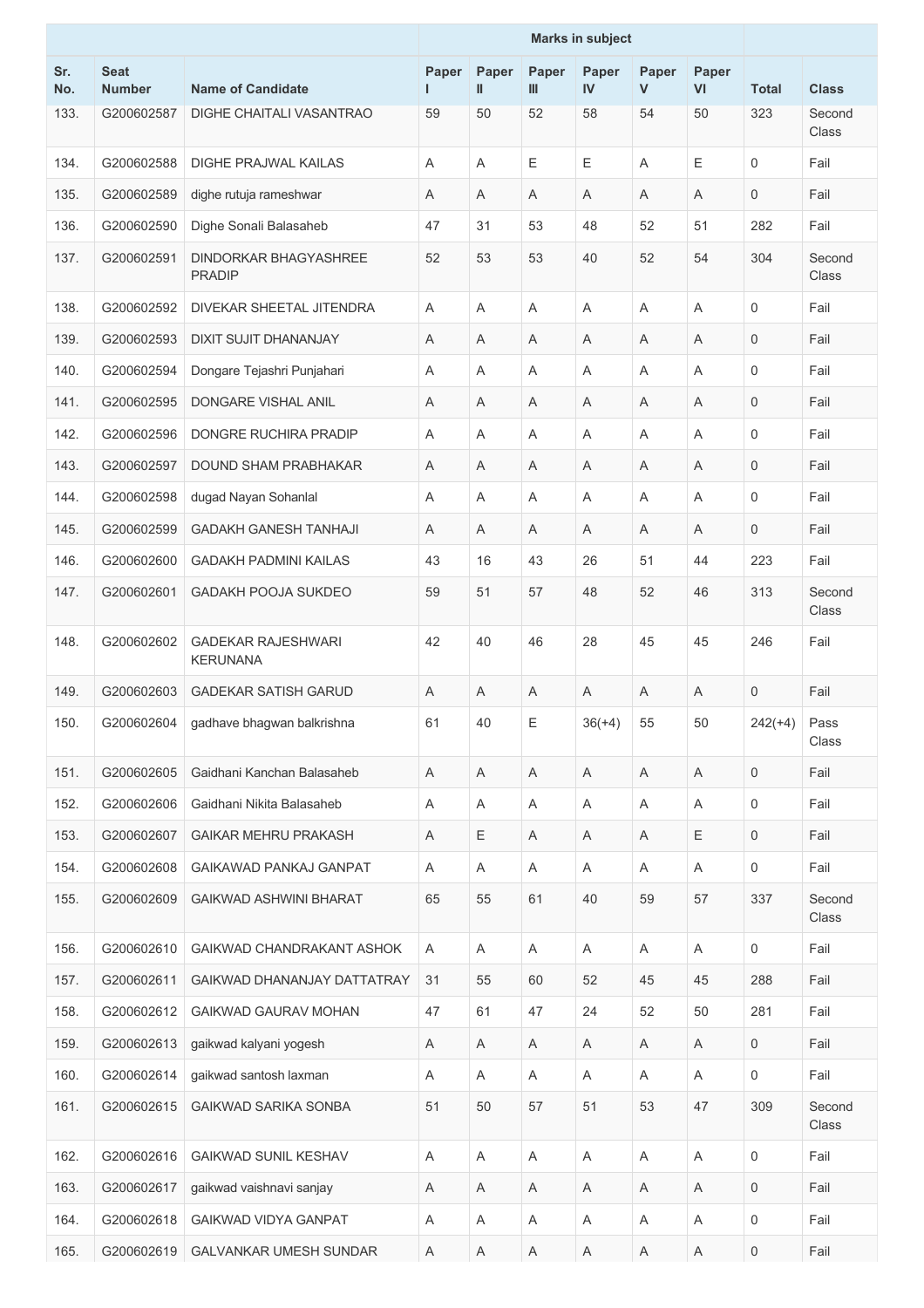| | | | Marks in subject | | | | | | | |
|---|---|---|---|---|---|---|---|---|---|---|
| Sr. No. | Seat Number | Name of Candidate | Paper I | Paper II | Paper III | Paper IV | Paper V | Paper VI | Total | Class |
| 133. | G200602587 | DIGHE CHAITALI VASANTRAO | 59 | 50 | 52 | 58 | 54 | 50 | 323 | Second Class |
| 134. | G200602588 | DIGHE PRAJWAL KAILAS | A | A | E | E | A | E | 0 | Fail |
| 135. | G200602589 | dighe rutuja rameshwar | A | A | A | A | A | A | 0 | Fail |
| 136. | G200602590 | Dighe Sonali Balasaheb | 47 | 31 | 53 | 48 | 52 | 51 | 282 | Fail |
| 137. | G200602591 | DINDORKAR BHAGYASHREE PRADIP | 52 | 53 | 53 | 40 | 52 | 54 | 304 | Second Class |
| 138. | G200602592 | DIVEKAR SHEETAL JITENDRA | A | A | A | A | A | A | 0 | Fail |
| 139. | G200602593 | DIXIT SUJIT DHANANJAY | A | A | A | A | A | A | 0 | Fail |
| 140. | G200602594 | Dongare Tejashri Punjahari | A | A | A | A | A | A | 0 | Fail |
| 141. | G200602595 | DONGARE VISHAL ANIL | A | A | A | A | A | A | 0 | Fail |
| 142. | G200602596 | DONGRE RUCHIRA PRADIP | A | A | A | A | A | A | 0 | Fail |
| 143. | G200602597 | DOUND SHAM PRABHAKAR | A | A | A | A | A | A | 0 | Fail |
| 144. | G200602598 | dugad Nayan Sohanlal | A | A | A | A | A | A | 0 | Fail |
| 145. | G200602599 | GADAKH GANESH TANHAJI | A | A | A | A | A | A | 0 | Fail |
| 146. | G200602600 | GADAKH PADMINI KAILAS | 43 | 16 | 43 | 26 | 51 | 44 | 223 | Fail |
| 147. | G200602601 | GADAKH POOJA SUKDEO | 59 | 51 | 57 | 48 | 52 | 46 | 313 | Second Class |
| 148. | G200602602 | GADEKAR RAJESHWARI KERUNANA | 42 | 40 | 46 | 28 | 45 | 45 | 246 | Fail |
| 149. | G200602603 | GADEKAR SATISH GARUD | A | A | A | A | A | A | 0 | Fail |
| 150. | G200602604 | gadhave bhagwan balkrishna | 61 | 40 | E | 36(+4) | 55 | 50 | 242(+4) | Pass Class |
| 151. | G200602605 | Gaidhani Kanchan Balasaheb | A | A | A | A | A | A | 0 | Fail |
| 152. | G200602606 | Gaidhani Nikita Balasaheb | A | A | A | A | A | A | 0 | Fail |
| 153. | G200602607 | GAIKAR MEHRU PRAKASH | A | E | A | A | A | E | 0 | Fail |
| 154. | G200602608 | GAIKAWAD PANKAJ GANPAT | A | A | A | A | A | A | 0 | Fail |
| 155. | G200602609 | GAIKWAD ASHWINI BHARAT | 65 | 55 | 61 | 40 | 59 | 57 | 337 | Second Class |
| 156. | G200602610 | GAIKWAD CHANDRAKANT ASHOK | A | A | A | A | A | A | 0 | Fail |
| 157. | G200602611 | GAIKWAD DHANANJAY DATTATRAY | 31 | 55 | 60 | 52 | 45 | 45 | 288 | Fail |
| 158. | G200602612 | GAIKWAD GAURAV MOHAN | 47 | 61 | 47 | 24 | 52 | 50 | 281 | Fail |
| 159. | G200602613 | gaikwad kalyani yogesh | A | A | A | A | A | A | 0 | Fail |
| 160. | G200602614 | gaikwad santosh laxman | A | A | A | A | A | A | 0 | Fail |
| 161. | G200602615 | GAIKWAD SARIKA SONBA | 51 | 50 | 57 | 51 | 53 | 47 | 309 | Second Class |
| 162. | G200602616 | GAIKWAD SUNIL KESHAV | A | A | A | A | A | A | 0 | Fail |
| 163. | G200602617 | gaikwad vaishnavi sanjay | A | A | A | A | A | A | 0 | Fail |
| 164. | G200602618 | GAIKWAD VIDYA GANPAT | A | A | A | A | A | A | 0 | Fail |
| 165. | G200602619 | GALVANKAR UMESH SUNDAR | A | A | A | A | A | A | 0 | Fail |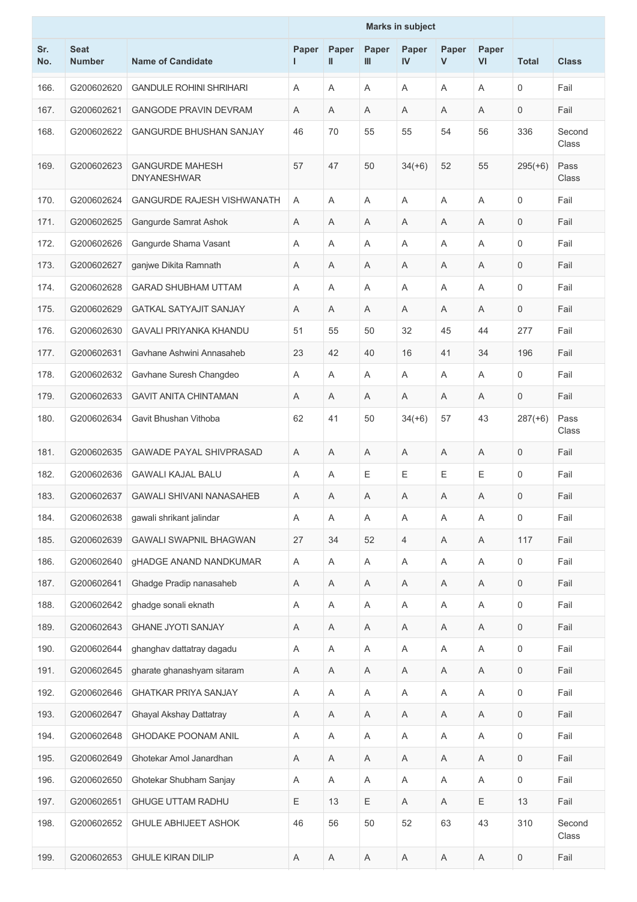| Sr. No. | Seat Number | Name of Candidate | Marks in subject | | | | | | Total | Class |
|---|---|---|---|---|---|---|---|---|---|---|
| | | | Paper I | Paper II | Paper III | Paper IV | Paper V | Paper VI | | |
| 166. | G200602620 | GANDULE ROHINI SHRIHARI | A | A | A | A | A | A | 0 | Fail |
| 167. | G200602621 | GANGODE PRAVIN DEVRAM | A | A | A | A | A | A | 0 | Fail |
| 168. | G200602622 | GANGURDE BHUSHAN SANJAY | 46 | 70 | 55 | 55 | 54 | 56 | 336 | Second Class |
| 169. | G200602623 | GANGURDE MAHESH DNYANESHWAR | 57 | 47 | 50 | 34(+6) | 52 | 55 | 295(+6) | Pass Class |
| 170. | G200602624 | GANGURDE RAJESH VISHWANATH | A | A | A | A | A | A | 0 | Fail |
| 171. | G200602625 | Gangurde Samrat Ashok | A | A | A | A | A | A | 0 | Fail |
| 172. | G200602626 | Gangurde Shama Vasant | A | A | A | A | A | A | 0 | Fail |
| 173. | G200602627 | ganjwe Dikita Ramnath | A | A | A | A | A | A | 0 | Fail |
| 174. | G200602628 | GARAD SHUBHAM UTTAM | A | A | A | A | A | A | 0 | Fail |
| 175. | G200602629 | GATKAL SATYAJIT SANJAY | A | A | A | A | A | A | 0 | Fail |
| 176. | G200602630 | GAVALI PRIYANKA KHANDU | 51 | 55 | 50 | 32 | 45 | 44 | 277 | Fail |
| 177. | G200602631 | Gavhane Ashwini Annasaheb | 23 | 42 | 40 | 16 | 41 | 34 | 196 | Fail |
| 178. | G200602632 | Gavhane Suresh Changdeo | A | A | A | A | A | A | 0 | Fail |
| 179. | G200602633 | GAVIT ANITA CHINTAMAN | A | A | A | A | A | A | 0 | Fail |
| 180. | G200602634 | Gavit Bhushan Vithoba | 62 | 41 | 50 | 34(+6) | 57 | 43 | 287(+6) | Pass Class |
| 181. | G200602635 | GAWADE PAYAL SHIVPRASAD | A | A | A | A | A | A | 0 | Fail |
| 182. | G200602636 | GAWALI KAJAL BALU | A | A | E | E | E | E | 0 | Fail |
| 183. | G200602637 | GAWALI SHIVANI NANASAHEB | A | A | A | A | A | A | 0 | Fail |
| 184. | G200602638 | gawali shrikant jalindar | A | A | A | A | A | A | 0 | Fail |
| 185. | G200602639 | GAWALI SWAPNIL BHAGWAN | 27 | 34 | 52 | 4 | A | A | 117 | Fail |
| 186. | G200602640 | gHADGE ANAND NANDKUMAR | A | A | A | A | A | A | 0 | Fail |
| 187. | G200602641 | Ghadge Pradip nanasaheb | A | A | A | A | A | A | 0 | Fail |
| 188. | G200602642 | ghadge sonali eknath | A | A | A | A | A | A | 0 | Fail |
| 189. | G200602643 | GHANE JYOTI SANJAY | A | A | A | A | A | A | 0 | Fail |
| 190. | G200602644 | ghanghav dattatray dagadu | A | A | A | A | A | A | 0 | Fail |
| 191. | G200602645 | gharate ghanashyam sitaram | A | A | A | A | A | A | 0 | Fail |
| 192. | G200602646 | GHATKAR PRIYA SANJAY | A | A | A | A | A | A | 0 | Fail |
| 193. | G200602647 | Ghayal Akshay Dattatray | A | A | A | A | A | A | 0 | Fail |
| 194. | G200602648 | GHODAKE POONAM ANIL | A | A | A | A | A | A | 0 | Fail |
| 195. | G200602649 | Ghotekar Amol Janardhan | A | A | A | A | A | A | 0 | Fail |
| 196. | G200602650 | Ghotekar Shubham Sanjay | A | A | A | A | A | A | 0 | Fail |
| 197. | G200602651 | GHUGE UTTAM RADHU | E | 13 | E | A | A | E | 13 | Fail |
| 198. | G200602652 | GHULE ABHIJEET ASHOK | 46 | 56 | 50 | 52 | 63 | 43 | 310 | Second Class |
| 199. | G200602653 | GHULE KIRAN DILIP | A | A | A | A | A | A | 0 | Fail |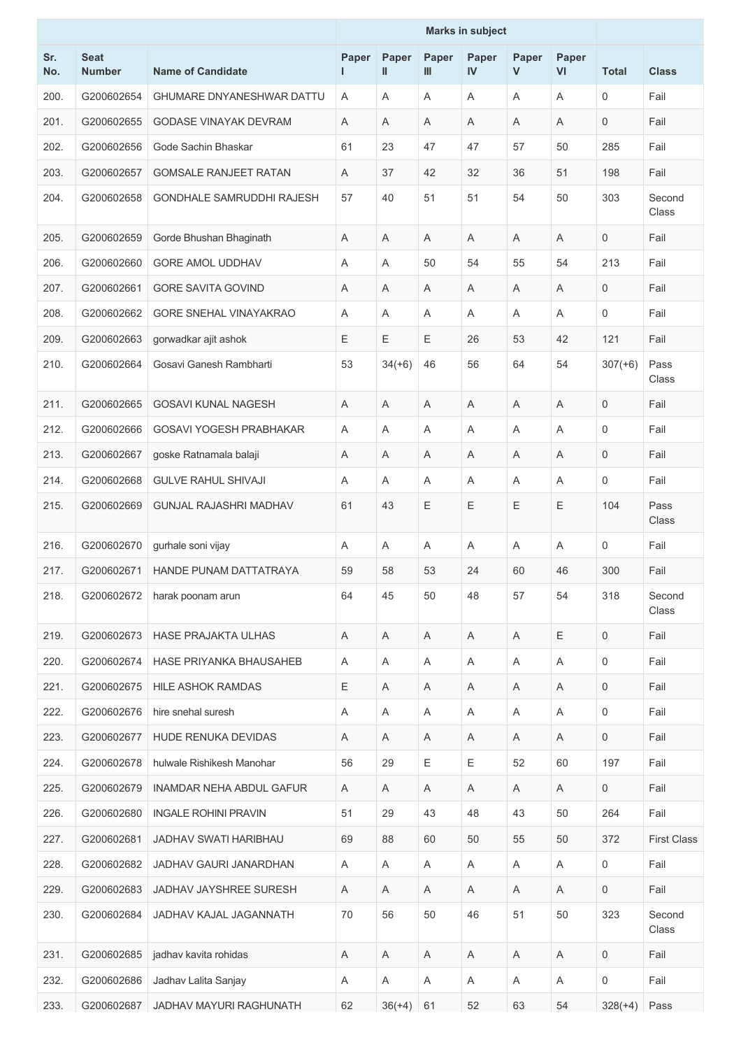| Sr. No. | Seat Number | Name of Candidate | Marks in subject | | | | | | Total | Class |
|---|---|---|---|---|---|---|---|---|---|---|
| | | | Paper I | Paper II | Paper III | Paper IV | Paper V | Paper VI | | |
| 200. | G200602654 | GHUMARE DNYANESHWAR DATTU | A | A | A | A | A | A | 0 | Fail |
| 201. | G200602655 | GODASE VINAYAK DEVRAM | A | A | A | A | A | A | 0 | Fail |
| 202. | G200602656 | Gode Sachin Bhaskar | 61 | 23 | 47 | 47 | 57 | 50 | 285 | Fail |
| 203. | G200602657 | GOMSALE RANJEET RATAN | A | 37 | 42 | 32 | 36 | 51 | 198 | Fail |
| 204. | G200602658 | GONDHALE SAMRUDDHI RAJESH | 57 | 40 | 51 | 51 | 54 | 50 | 303 | Second Class |
| 205. | G200602659 | Gorde Bhushan Bhaginath | A | A | A | A | A | A | 0 | Fail |
| 206. | G200602660 | GORE AMOL UDDHAV | A | A | 50 | 54 | 55 | 54 | 213 | Fail |
| 207. | G200602661 | GORE SAVITA GOVIND | A | A | A | A | A | A | 0 | Fail |
| 208. | G200602662 | GORE SNEHAL VINAYAKRAO | A | A | A | A | A | A | 0 | Fail |
| 209. | G200602663 | gorwadkar ajit ashok | E | E | E | 26 | 53 | 42 | 121 | Fail |
| 210. | G200602664 | Gosavi Ganesh Rambharti | 53 | 34(+6) | 46 | 56 | 64 | 54 | 307(+6) | Pass Class |
| 211. | G200602665 | GOSAVI KUNAL NAGESH | A | A | A | A | A | A | 0 | Fail |
| 212. | G200602666 | GOSAVI YOGESH PRABHAKAR | A | A | A | A | A | A | 0 | Fail |
| 213. | G200602667 | goske Ratnamala balaji | A | A | A | A | A | A | 0 | Fail |
| 214. | G200602668 | GULVE RAHUL SHIVAJI | A | A | A | A | A | A | 0 | Fail |
| 215. | G200602669 | GUNJAL RAJASHRI MADHAV | 61 | 43 | E | E | E | E | 104 | Pass Class |
| 216. | G200602670 | gurhale soni vijay | A | A | A | A | A | A | 0 | Fail |
| 217. | G200602671 | HANDE PUNAM DATTATRAYA | 59 | 58 | 53 | 24 | 60 | 46 | 300 | Fail |
| 218. | G200602672 | harak poonam arun | 64 | 45 | 50 | 48 | 57 | 54 | 318 | Second Class |
| 219. | G200602673 | HASE PRAJAKTA ULHAS | A | A | A | A | A | E | 0 | Fail |
| 220. | G200602674 | HASE PRIYANKA BHAUSAHEB | A | A | A | A | A | A | 0 | Fail |
| 221. | G200602675 | HILE ASHOK RAMDAS | E | A | A | A | A | A | 0 | Fail |
| 222. | G200602676 | hire snehal suresh | A | A | A | A | A | A | 0 | Fail |
| 223. | G200602677 | HUDE RENUKA DEVIDAS | A | A | A | A | A | A | 0 | Fail |
| 224. | G200602678 | hulwale Rishikesh Manohar | 56 | 29 | E | E | 52 | 60 | 197 | Fail |
| 225. | G200602679 | INAMDAR NEHA ABDUL GAFUR | A | A | A | A | A | A | 0 | Fail |
| 226. | G200602680 | INGALE ROHINI PRAVIN | 51 | 29 | 43 | 48 | 43 | 50 | 264 | Fail |
| 227. | G200602681 | JADHAV SWATI HARIBHAU | 69 | 88 | 60 | 50 | 55 | 50 | 372 | First Class |
| 228. | G200602682 | JADHAV GAURI JANARDHAN | A | A | A | A | A | A | 0 | Fail |
| 229. | G200602683 | JADHAV JAYSHREE SURESH | A | A | A | A | A | A | 0 | Fail |
| 230. | G200602684 | JADHAV KAJAL JAGANNATH | 70 | 56 | 50 | 46 | 51 | 50 | 323 | Second Class |
| 231. | G200602685 | jadhav kavita rohidas | A | A | A | A | A | A | 0 | Fail |
| 232. | G200602686 | Jadhav Lalita Sanjay | A | A | A | A | A | A | 0 | Fail |
| 233. | G200602687 | JADHAV MAYURI RAGHUNATH | 62 | 36(+4) | 61 | 52 | 63 | 54 | 328(+4) | Pass |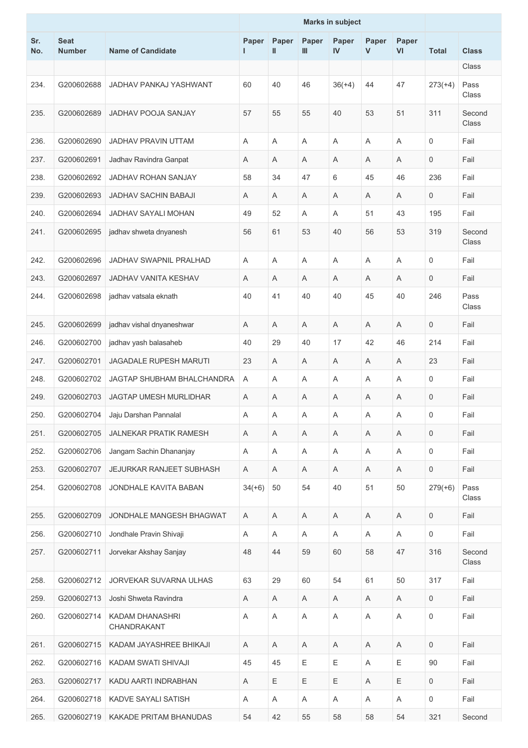| | | | Marks in subject | | | | | | | |
|---|---|---|---|---|---|---|---|---|---|---|
| Sr. No. | Seat Number | Name of Candidate | Paper I | Paper II | Paper III | Paper IV | Paper V | Paper VI | Total | Class |
| | | | | | | | | | | Class |
| 234. | G200602688 | JADHAV PANKAJ YASHWANT | 60 | 40 | 46 | 36(+4) | 44 | 47 | 273(+4) | Pass Class |
| 235. | G200602689 | JADHAV POOJA SANJAY | 57 | 55 | 55 | 40 | 53 | 51 | 311 | Second Class |
| 236. | G200602690 | JADHAV PRAVIN UTTAM | A | A | A | A | A | A | 0 | Fail |
| 237. | G200602691 | Jadhav Ravindra Ganpat | A | A | A | A | A | A | 0 | Fail |
| 238. | G200602692 | JADHAV ROHAN SANJAY | 58 | 34 | 47 | 6 | 45 | 46 | 236 | Fail |
| 239. | G200602693 | JADHAV SACHIN BABAJI | A | A | A | A | A | A | 0 | Fail |
| 240. | G200602694 | JADHAV SAYALI MOHAN | 49 | 52 | A | A | 51 | 43 | 195 | Fail |
| 241. | G200602695 | jadhav shweta dnyanesh | 56 | 61 | 53 | 40 | 56 | 53 | 319 | Second Class |
| 242. | G200602696 | JADHAV SWAPNIL PRALHAD | A | A | A | A | A | A | 0 | Fail |
| 243. | G200602697 | JADHAV VANITA KESHAV | A | A | A | A | A | A | 0 | Fail |
| 244. | G200602698 | jadhav vatsala eknath | 40 | 41 | 40 | 40 | 45 | 40 | 246 | Pass Class |
| 245. | G200602699 | jadhav vishal dnyaneshwar | A | A | A | A | A | A | 0 | Fail |
| 246. | G200602700 | jadhav yash balasaheb | 40 | 29 | 40 | 17 | 42 | 46 | 214 | Fail |
| 247. | G200602701 | JAGADALE RUPESH MARUTI | 23 | A | A | A | A | A | 23 | Fail |
| 248. | G200602702 | JAGTAP SHUBHAM BHALCHANDRA | A | A | A | A | A | A | 0 | Fail |
| 249. | G200602703 | JAGTAP UMESH MURLIDHAR | A | A | A | A | A | A | 0 | Fail |
| 250. | G200602704 | Jaju Darshan Pannalal | A | A | A | A | A | A | 0 | Fail |
| 251. | G200602705 | JALNEKAR PRATIK RAMESH | A | A | A | A | A | A | 0 | Fail |
| 252. | G200602706 | Jangam Sachin Dhananjay | A | A | A | A | A | A | 0 | Fail |
| 253. | G200602707 | JEJURKAR RANJEET SUBHASH | A | A | A | A | A | A | 0 | Fail |
| 254. | G200602708 | JONDHALE KAVITA BABAN | 34(+6) | 50 | 54 | 40 | 51 | 50 | 279(+6) | Pass Class |
| 255. | G200602709 | JONDHALE MANGESH BHAGWAT | A | A | A | A | A | A | 0 | Fail |
| 256. | G200602710 | Jondhale Pravin Shivaji | A | A | A | A | A | A | 0 | Fail |
| 257. | G200602711 | Jorvekar Akshay Sanjay | 48 | 44 | 59 | 60 | 58 | 47 | 316 | Second Class |
| 258. | G200602712 | JORVEKAR SUVARNA ULHAS | 63 | 29 | 60 | 54 | 61 | 50 | 317 | Fail |
| 259. | G200602713 | Joshi Shweta Ravindra | A | A | A | A | A | A | 0 | Fail |
| 260. | G200602714 | KADAM DHANASHRI CHANDRAKANT | A | A | A | A | A | A | 0 | Fail |
| 261. | G200602715 | KADAM JAYASHREE BHIKAJI | A | A | A | A | A | A | 0 | Fail |
| 262. | G200602716 | KADAM SWATI SHIVAJI | 45 | 45 | E | E | A | E | 90 | Fail |
| 263. | G200602717 | KADU AARTI INDRABHAN | A | E | E | E | A | E | 0 | Fail |
| 264. | G200602718 | KADVE SAYALI SATISH | A | A | A | A | A | A | 0 | Fail |
| 265. | G200602719 | KAKADE PRITAM BHANUDAS | 54 | 42 | 55 | 58 | 58 | 54 | 321 | Second |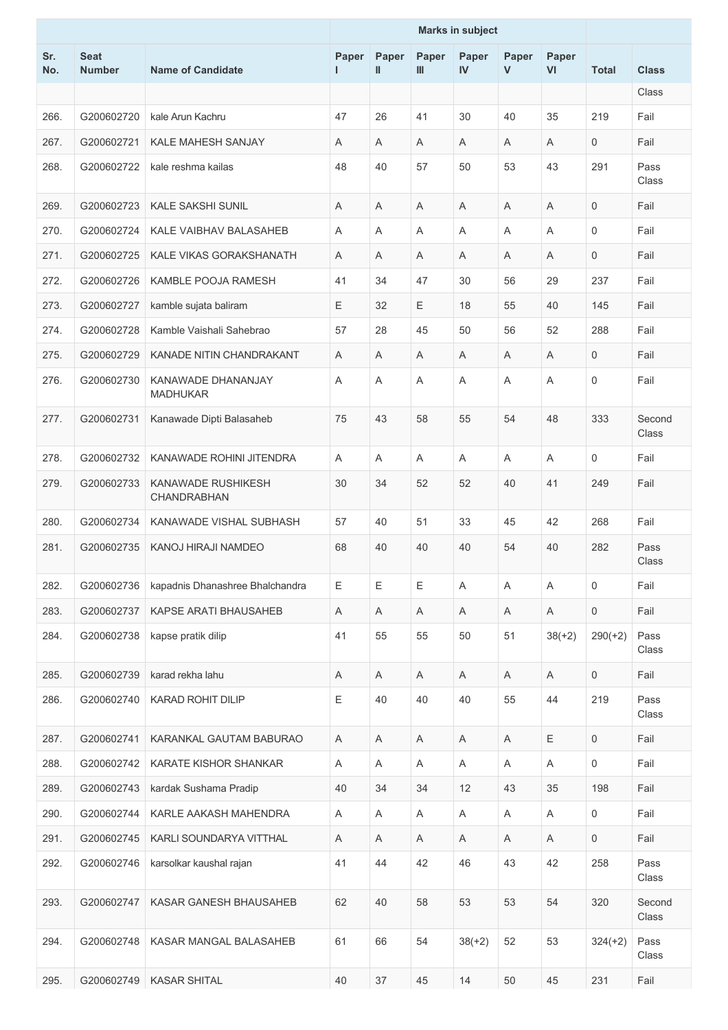| | | | Marks in subject | | | | | | | |
|---|---|---|---|---|---|---|---|---|---|---|
| Sr. No. | Seat Number | Name of Candidate | Paper I | Paper II | Paper III | Paper IV | Paper V | Paper VI | Total | Class |
| | | | | | | | | | | Class |
| 266. | G200602720 | kale Arun Kachru | 47 | 26 | 41 | 30 | 40 | 35 | 219 | Fail |
| 267. | G200602721 | KALE MAHESH SANJAY | A | A | A | A | A | A | 0 | Fail |
| 268. | G200602722 | kale reshma kailas | 48 | 40 | 57 | 50 | 53 | 43 | 291 | Pass Class |
| 269. | G200602723 | KALE SAKSHI SUNIL | A | A | A | A | A | A | 0 | Fail |
| 270. | G200602724 | KALE VAIBHAV BALASAHEB | A | A | A | A | A | A | 0 | Fail |
| 271. | G200602725 | KALE VIKAS GORAKSHANATH | A | A | A | A | A | A | 0 | Fail |
| 272. | G200602726 | KAMBLE POOJA RAMESH | 41 | 34 | 47 | 30 | 56 | 29 | 237 | Fail |
| 273. | G200602727 | kamble sujata baliram | E | 32 | E | 18 | 55 | 40 | 145 | Fail |
| 274. | G200602728 | Kamble Vaishali Sahebrao | 57 | 28 | 45 | 50 | 56 | 52 | 288 | Fail |
| 275. | G200602729 | KANADE NITIN CHANDRAKANT | A | A | A | A | A | A | 0 | Fail |
| 276. | G200602730 | KANAWADE DHANANJAY MADHUKAR | A | A | A | A | A | A | 0 | Fail |
| 277. | G200602731 | Kanawade Dipti Balasaheb | 75 | 43 | 58 | 55 | 54 | 48 | 333 | Second Class |
| 278. | G200602732 | KANAWADE ROHINI JITENDRA | A | A | A | A | A | A | 0 | Fail |
| 279. | G200602733 | KANAWADE RUSHIKESH CHANDRABHAN | 30 | 34 | 52 | 52 | 40 | 41 | 249 | Fail |
| 280. | G200602734 | KANAWADE VISHAL SUBHASH | 57 | 40 | 51 | 33 | 45 | 42 | 268 | Fail |
| 281. | G200602735 | KANOJ HIRAJI NAMDEO | 68 | 40 | 40 | 40 | 54 | 40 | 282 | Pass Class |
| 282. | G200602736 | kapadnis Dhanashree Bhalchandra | E | E | E | A | A | A | 0 | Fail |
| 283. | G200602737 | KAPSE ARATI BHAUSAHEB | A | A | A | A | A | A | 0 | Fail |
| 284. | G200602738 | kapse pratik dilip | 41 | 55 | 55 | 50 | 51 | 38(+2) | 290(+2) | Pass Class |
| 285. | G200602739 | karad rekha lahu | A | A | A | A | A | A | 0 | Fail |
| 286. | G200602740 | KARAD ROHIT DILIP | E | 40 | 40 | 40 | 55 | 44 | 219 | Pass Class |
| 287. | G200602741 | KARANKAL GAUTAM BABURAO | A | A | A | A | A | E | 0 | Fail |
| 288. | G200602742 | KARATE KISHOR SHANKAR | A | A | A | A | A | A | 0 | Fail |
| 289. | G200602743 | kardak Sushama Pradip | 40 | 34 | 34 | 12 | 43 | 35 | 198 | Fail |
| 290. | G200602744 | KARLE AAKASH MAHENDRA | A | A | A | A | A | A | 0 | Fail |
| 291. | G200602745 | KARLI SOUNDARYA VITTHAL | A | A | A | A | A | A | 0 | Fail |
| 292. | G200602746 | karsolkar kaushal rajan | 41 | 44 | 42 | 46 | 43 | 42 | 258 | Pass Class |
| 293. | G200602747 | KASAR GANESH BHAUSAHEB | 62 | 40 | 58 | 53 | 53 | 54 | 320 | Second Class |
| 294. | G200602748 | KASAR MANGAL BALASAHEB | 61 | 66 | 54 | 38(+2) | 52 | 53 | 324(+2) | Pass Class |
| 295. | G200602749 | KASAR SHITAL | 40 | 37 | 45 | 14 | 50 | 45 | 231 | Fail |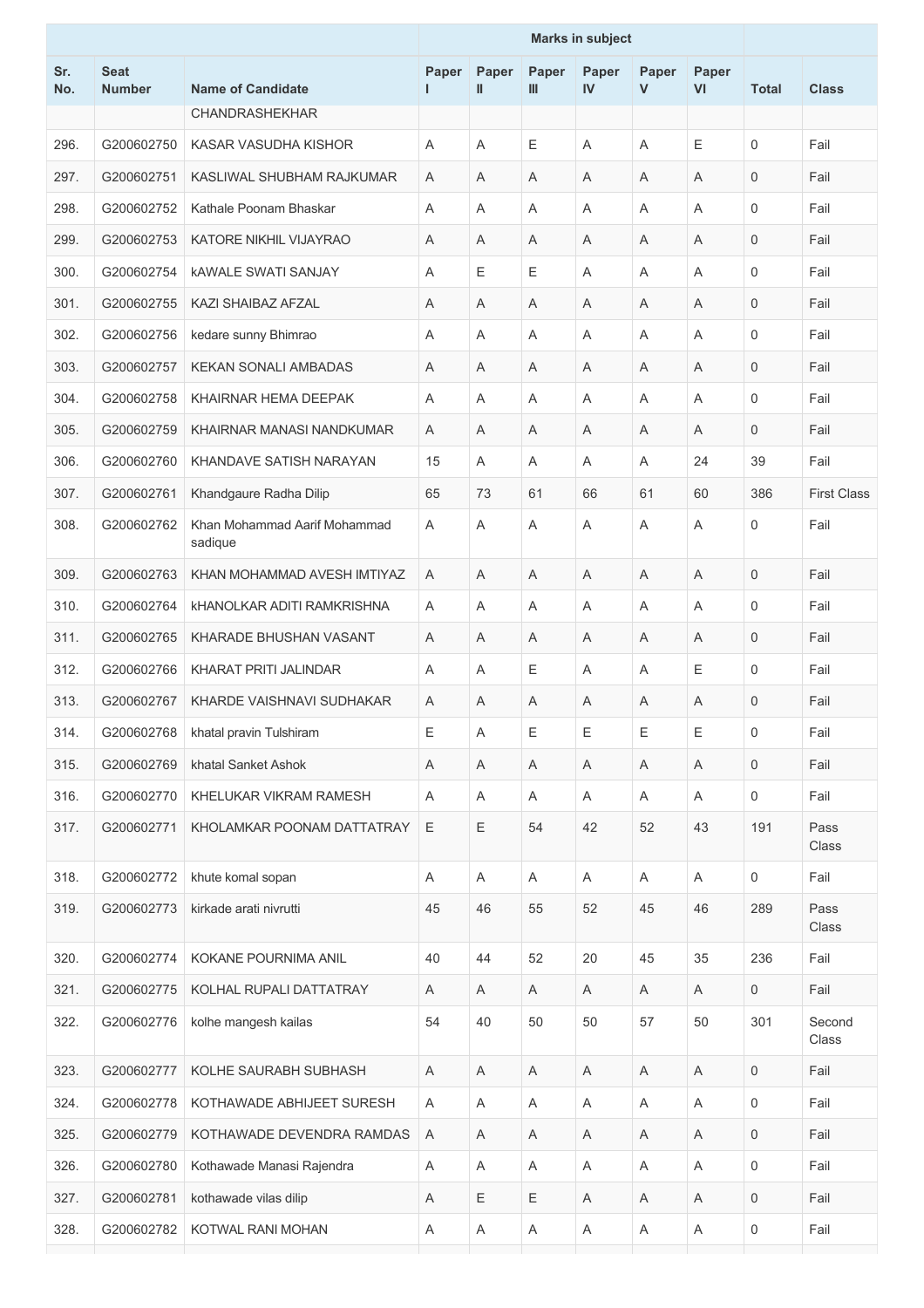| Sr. No. | Seat Number | Name of Candidate | Marks in subject | | | | | | Total | Class |
|---|---|---|---|---|---|---|---|---|---|---|
| | | | Paper I | Paper II | Paper III | Paper IV | Paper V | Paper VI | | |
| | | CHANDRASHEKHAR | | | | | | | | |
| 296. | G200602750 | KASAR VASUDHA KISHOR | A | A | E | A | A | E | 0 | Fail |
| 297. | G200602751 | KASLIWAL SHUBHAM RAJKUMAR | A | A | A | A | A | A | 0 | Fail |
| 298. | G200602752 | Kathale Poonam Bhaskar | A | A | A | A | A | A | 0 | Fail |
| 299. | G200602753 | KATORE NIKHIL VIJAYRAO | A | A | A | A | A | A | 0 | Fail |
| 300. | G200602754 | kAWALE SWATI SANJAY | A | E | E | A | A | A | 0 | Fail |
| 301. | G200602755 | KAZI SHAIBAZ AFZAL | A | A | A | A | A | A | 0 | Fail |
| 302. | G200602756 | kedare sunny Bhimrao | A | A | A | A | A | A | 0 | Fail |
| 303. | G200602757 | KEKAN SONALI AMBADAS | A | A | A | A | A | A | 0 | Fail |
| 304. | G200602758 | KHAIRNAR HEMA DEEPAK | A | A | A | A | A | A | 0 | Fail |
| 305. | G200602759 | KHAIRNAR MANASI NANDKUMAR | A | A | A | A | A | A | 0 | Fail |
| 306. | G200602760 | KHANDAVE SATISH NARAYAN | 15 | A | A | A | A | 24 | 39 | Fail |
| 307. | G200602761 | Khandgaure Radha Dilip | 65 | 73 | 61 | 66 | 61 | 60 | 386 | First Class |
| 308. | G200602762 | Khan Mohammad Aarif Mohammad sadique | A | A | A | A | A | A | 0 | Fail |
| 309. | G200602763 | KHAN MOHAMMAD AVESH IMTIYAZ | A | A | A | A | A | A | 0 | Fail |
| 310. | G200602764 | kHANOLKAR ADITI RAMKRISHNA | A | A | A | A | A | A | 0 | Fail |
| 311. | G200602765 | KHARADE BHUSHAN VASANT | A | A | A | A | A | A | 0 | Fail |
| 312. | G200602766 | KHARAT PRITI JALINDAR | A | A | E | A | A | E | 0 | Fail |
| 313. | G200602767 | KHARDE VAISHNAVI SUDHAKAR | A | A | A | A | A | A | 0 | Fail |
| 314. | G200602768 | khatal pravin Tulshiram | E | A | E | E | E | E | 0 | Fail |
| 315. | G200602769 | khatal Sanket Ashok | A | A | A | A | A | A | 0 | Fail |
| 316. | G200602770 | KHELUKAR VIKRAM RAMESH | A | A | A | A | A | A | 0 | Fail |
| 317. | G200602771 | KHOLAMKAR POONAM DATTATRAY | E | E | 54 | 42 | 52 | 43 | 191 | Pass Class |
| 318. | G200602772 | khute komal sopan | A | A | A | A | A | A | 0 | Fail |
| 319. | G200602773 | kirkade arati nivrutti | 45 | 46 | 55 | 52 | 45 | 46 | 289 | Pass Class |
| 320. | G200602774 | KOKANE POURNIMA ANIL | 40 | 44 | 52 | 20 | 45 | 35 | 236 | Fail |
| 321. | G200602775 | KOLHAL RUPALI DATTATRAY | A | A | A | A | A | A | 0 | Fail |
| 322. | G200602776 | kolhe mangesh kailas | 54 | 40 | 50 | 50 | 57 | 50 | 301 | Second Class |
| 323. | G200602777 | KOLHE SAURABH SUBHASH | A | A | A | A | A | A | 0 | Fail |
| 324. | G200602778 | KOTHAWADE ABHIJEET SURESH | A | A | A | A | A | A | 0 | Fail |
| 325. | G200602779 | KOTHAWADE DEVENDRA RAMDAS | A | A | A | A | A | A | 0 | Fail |
| 326. | G200602780 | Kothawade Manasi Rajendra | A | A | A | A | A | A | 0 | Fail |
| 327. | G200602781 | kothawade vilas dilip | A | E | E | A | A | A | 0 | Fail |
| 328. | G200602782 | KOTWAL RANI MOHAN | A | A | A | A | A | A | 0 | Fail |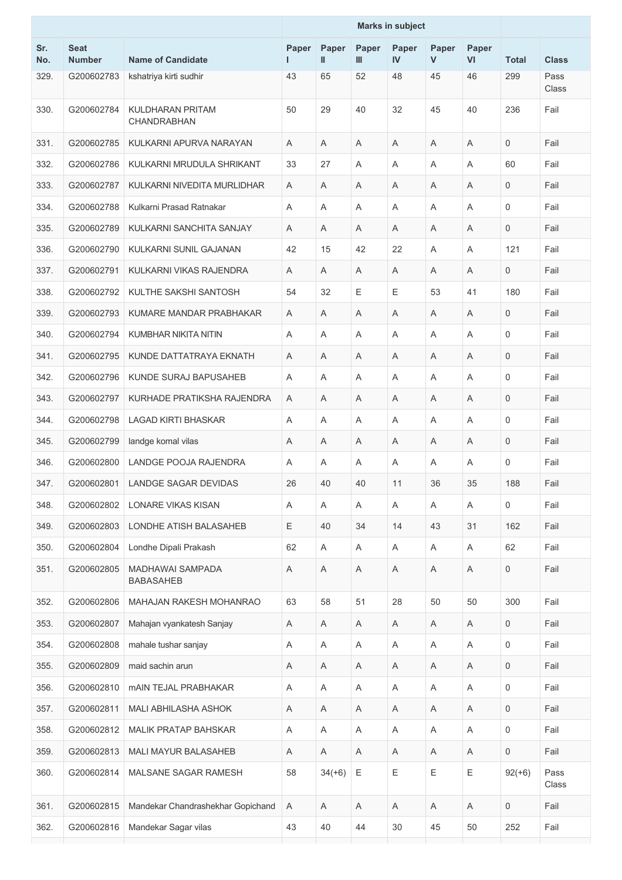| Sr. No. | Seat Number | Name of Candidate | Marks in subject | | | | | | Total | Class |
|---|---|---|---|---|---|---|---|---|---|---|
| | | | Paper I | Paper II | Paper III | Paper IV | Paper V | Paper VI | | |
| 329. | G200602783 | kshatriya kirti sudhir | 43 | 65 | 52 | 48 | 45 | 46 | 299 | Pass Class |
| 330. | G200602784 | KULDHARAN PRITAM CHANDRABHAN | 50 | 29 | 40 | 32 | 45 | 40 | 236 | Fail |
| 331. | G200602785 | KULKARNI APURVA NARAYAN | A | A | A | A | A | A | 0 | Fail |
| 332. | G200602786 | KULKARNI MRUDULA SHRIKANT | 33 | 27 | A | A | A | A | 60 | Fail |
| 333. | G200602787 | KULKARNI NIVEDITA MURLIDHAR | A | A | A | A | A | A | 0 | Fail |
| 334. | G200602788 | Kulkarni Prasad Ratnakar | A | A | A | A | A | A | 0 | Fail |
| 335. | G200602789 | KULKARNI SANCHITA SANJAY | A | A | A | A | A | A | 0 | Fail |
| 336. | G200602790 | KULKARNI SUNIL GAJANAN | 42 | 15 | 42 | 22 | A | A | 121 | Fail |
| 337. | G200602791 | KULKARNI VIKAS RAJENDRA | A | A | A | A | A | A | 0 | Fail |
| 338. | G200602792 | KULTHE SAKSHI SANTOSH | 54 | 32 | E | E | 53 | 41 | 180 | Fail |
| 339. | G200602793 | KUMARE MANDAR PRABHAKAR | A | A | A | A | A | A | 0 | Fail |
| 340. | G200602794 | KUMBHAR NIKITA NITIN | A | A | A | A | A | A | 0 | Fail |
| 341. | G200602795 | KUNDE DATTATRAYA EKNATH | A | A | A | A | A | A | 0 | Fail |
| 342. | G200602796 | KUNDE SURAJ BAPUSAHEB | A | A | A | A | A | A | 0 | Fail |
| 343. | G200602797 | KURHADE PRATIKSHA RAJENDRA | A | A | A | A | A | A | 0 | Fail |
| 344. | G200602798 | LAGAD KIRTI BHASKAR | A | A | A | A | A | A | 0 | Fail |
| 345. | G200602799 | landge komal vilas | A | A | A | A | A | A | 0 | Fail |
| 346. | G200602800 | LANDGE POOJA RAJENDRA | A | A | A | A | A | A | 0 | Fail |
| 347. | G200602801 | LANDGE SAGAR DEVIDAS | 26 | 40 | 40 | 11 | 36 | 35 | 188 | Fail |
| 348. | G200602802 | LONARE VIKAS KISAN | A | A | A | A | A | A | 0 | Fail |
| 349. | G200602803 | LONDHE ATISH BALASAHEB | E | 40 | 34 | 14 | 43 | 31 | 162 | Fail |
| 350. | G200602804 | Londhe Dipali Prakash | 62 | A | A | A | A | A | 62 | Fail |
| 351. | G200602805 | MADHAWAI SAMPADA BABASAHEB | A | A | A | A | A | A | 0 | Fail |
| 352. | G200602806 | MAHAJAN RAKESH MOHANRAO | 63 | 58 | 51 | 28 | 50 | 50 | 300 | Fail |
| 353. | G200602807 | Mahajan vyankatesh Sanjay | A | A | A | A | A | A | 0 | Fail |
| 354. | G200602808 | mahale tushar sanjay | A | A | A | A | A | A | 0 | Fail |
| 355. | G200602809 | maid sachin arun | A | A | A | A | A | A | 0 | Fail |
| 356. | G200602810 | mAIN TEJAL PRABHAKAR | A | A | A | A | A | A | 0 | Fail |
| 357. | G200602811 | MALI ABHILASHA ASHOK | A | A | A | A | A | A | 0 | Fail |
| 358. | G200602812 | MALIK PRATAP BAHSKAR | A | A | A | A | A | A | 0 | Fail |
| 359. | G200602813 | MALI MAYUR BALASAHEB | A | A | A | A | A | A | 0 | Fail |
| 360. | G200602814 | MALSANE SAGAR RAMESH | 58 | 34(+6) | E | E | E | E | 92(+6) | Pass Class |
| 361. | G200602815 | Mandekar Chandrashekhar Gopichand | A | A | A | A | A | A | 0 | Fail |
| 362. | G200602816 | Mandekar Sagar vilas | 43 | 40 | 44 | 30 | 45 | 50 | 252 | Fail |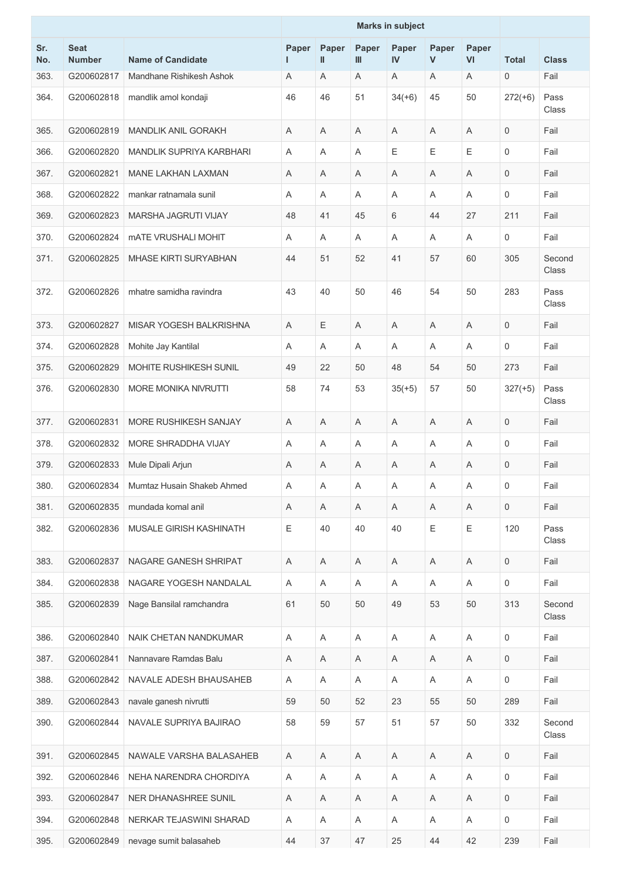| Sr. No. | Seat Number | Name of Candidate | Marks in subject | | | | | | | |
|---|---|---|---|---|---|---|---|---|---|---|
| | | | Paper I | Paper II | Paper III | Paper IV | Paper V | Paper VI | Total | Class |
| 363. | G200602817 | Mandhane Rishikesh Ashok | A | A | A | A | A | A | 0 | Fail |
| 364. | G200602818 | mandlik amol kondaji | 46 | 46 | 51 | 34(+6) | 45 | 50 | 272(+6) | Pass Class |
| 365. | G200602819 | MANDLIK ANIL GORAKH | A | A | A | A | A | A | 0 | Fail |
| 366. | G200602820 | MANDLIK SUPRIYA KARBHARI | A | A | A | E | E | E | 0 | Fail |
| 367. | G200602821 | MANE LAKHAN LAXMAN | A | A | A | A | A | A | 0 | Fail |
| 368. | G200602822 | mankar ratnamala sunil | A | A | A | A | A | A | 0 | Fail |
| 369. | G200602823 | MARSHA JAGRUTI VIJAY | 48 | 41 | 45 | 6 | 44 | 27 | 211 | Fail |
| 370. | G200602824 | mATE VRUSHALI MOHIT | A | A | A | A | A | A | 0 | Fail |
| 371. | G200602825 | MHASE KIRTI SURYABHAN | 44 | 51 | 52 | 41 | 57 | 60 | 305 | Second Class |
| 372. | G200602826 | mhatre samidha ravindra | 43 | 40 | 50 | 46 | 54 | 50 | 283 | Pass Class |
| 373. | G200602827 | MISAR YOGESH BALKRISHNA | A | E | A | A | A | A | 0 | Fail |
| 374. | G200602828 | Mohite Jay Kantilal | A | A | A | A | A | A | 0 | Fail |
| 375. | G200602829 | MOHITE RUSHIKESH SUNIL | 49 | 22 | 50 | 48 | 54 | 50 | 273 | Fail |
| 376. | G200602830 | MORE MONIKA NIVRUTTI | 58 | 74 | 53 | 35(+5) | 57 | 50 | 327(+5) | Pass Class |
| 377. | G200602831 | MORE RUSHIKESH SANJAY | A | A | A | A | A | A | 0 | Fail |
| 378. | G200602832 | MORE SHRADDHA VIJAY | A | A | A | A | A | A | 0 | Fail |
| 379. | G200602833 | Mule Dipali Arjun | A | A | A | A | A | A | 0 | Fail |
| 380. | G200602834 | Mumtaz Husain Shakeb Ahmed | A | A | A | A | A | A | 0 | Fail |
| 381. | G200602835 | mundada komal anil | A | A | A | A | A | A | 0 | Fail |
| 382. | G200602836 | MUSALE GIRISH KASHINATH | E | 40 | 40 | 40 | E | E | 120 | Pass Class |
| 383. | G200602837 | NAGARE GANESH SHRIPAT | A | A | A | A | A | A | 0 | Fail |
| 384. | G200602838 | NAGARE YOGESH NANDALAL | A | A | A | A | A | A | 0 | Fail |
| 385. | G200602839 | Nage Bansilal ramchandra | 61 | 50 | 50 | 49 | 53 | 50 | 313 | Second Class |
| 386. | G200602840 | NAIK CHETAN NANDKUMAR | A | A | A | A | A | A | 0 | Fail |
| 387. | G200602841 | Nannavare Ramdas Balu | A | A | A | A | A | A | 0 | Fail |
| 388. | G200602842 | NAVALE ADESH BHAUSAHEB | A | A | A | A | A | A | 0 | Fail |
| 389. | G200602843 | navale ganesh nivrutti | 59 | 50 | 52 | 23 | 55 | 50 | 289 | Fail |
| 390. | G200602844 | NAVALE SUPRIYA BAJIRAO | 58 | 59 | 57 | 51 | 57 | 50 | 332 | Second Class |
| 391. | G200602845 | NAWALE VARSHA BALASAHEB | A | A | A | A | A | A | 0 | Fail |
| 392. | G200602846 | NEHA NARENDRA CHORDIYA | A | A | A | A | A | A | 0 | Fail |
| 393. | G200602847 | NER DHANASHREE SUNIL | A | A | A | A | A | A | 0 | Fail |
| 394. | G200602848 | NERKAR TEJASWINI SHARAD | A | A | A | A | A | A | 0 | Fail |
| 395. | G200602849 | nevage sumit balasaheb | 44 | 37 | 47 | 25 | 44 | 42 | 239 | Fail |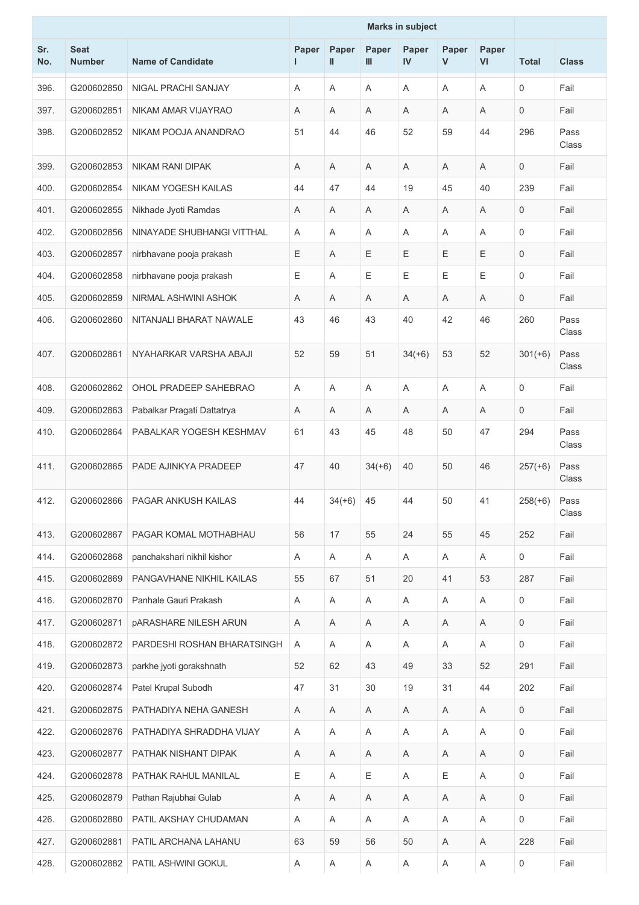| Sr. No. | Seat Number | Name of Candidate | Marks in subject | | | | | | Total | Class |
|---|---|---|---|---|---|---|---|---|---|---|
| | | | Paper I | Paper II | Paper III | Paper IV | Paper V | Paper VI | | |
| 396. | G200602850 | NIGAL PRACHI SANJAY | A | A | A | A | A | A | 0 | Fail |
| 397. | G200602851 | NIKAM AMAR VIJAYRAO | A | A | A | A | A | A | 0 | Fail |
| 398. | G200602852 | NIKAM POOJA ANANDRAO | 51 | 44 | 46 | 52 | 59 | 44 | 296 | Pass Class |
| 399. | G200602853 | NIKAM RANI DIPAK | A | A | A | A | A | A | 0 | Fail |
| 400. | G200602854 | NIKAM YOGESH KAILAS | 44 | 47 | 44 | 19 | 45 | 40 | 239 | Fail |
| 401. | G200602855 | Nikhade Jyoti Ramdas | A | A | A | A | A | A | 0 | Fail |
| 402. | G200602856 | NINAYADE SHUBHANGI VITTHAL | A | A | A | A | A | A | 0 | Fail |
| 403. | G200602857 | nirbhavane pooja prakash | E | A | E | E | E | E | 0 | Fail |
| 404. | G200602858 | nirbhavane pooja prakash | E | A | E | E | E | E | 0 | Fail |
| 405. | G200602859 | NIRMAL ASHWINI ASHOK | A | A | A | A | A | A | 0 | Fail |
| 406. | G200602860 | NITANJALI BHARAT NAWALE | 43 | 46 | 43 | 40 | 42 | 46 | 260 | Pass Class |
| 407. | G200602861 | NYAHARKAR VARSHA ABAJI | 52 | 59 | 51 | 34(+6) | 53 | 52 | 301(+6) | Pass Class |
| 408. | G200602862 | OHOL PRADEEP SAHEBRAO | A | A | A | A | A | A | 0 | Fail |
| 409. | G200602863 | Pabalkar Pragati Dattatrya | A | A | A | A | A | A | 0 | Fail |
| 410. | G200602864 | PABALKAR YOGESH KESHMAV | 61 | 43 | 45 | 48 | 50 | 47 | 294 | Pass Class |
| 411. | G200602865 | PADE AJINKYA PRADEEP | 47 | 40 | 34(+6) | 40 | 50 | 46 | 257(+6) | Pass Class |
| 412. | G200602866 | PAGAR ANKUSH KAILAS | 44 | 34(+6) | 45 | 44 | 50 | 41 | 258(+6) | Pass Class |
| 413. | G200602867 | PAGAR KOMAL MOTHABHAU | 56 | 17 | 55 | 24 | 55 | 45 | 252 | Fail |
| 414. | G200602868 | panchakshari nikhil kishor | A | A | A | A | A | A | 0 | Fail |
| 415. | G200602869 | PANGAVHANE NIKHIL KAILAS | 55 | 67 | 51 | 20 | 41 | 53 | 287 | Fail |
| 416. | G200602870 | Panhale Gauri Prakash | A | A | A | A | A | A | 0 | Fail |
| 417. | G200602871 | pARASHARE NILESH ARUN | A | A | A | A | A | A | 0 | Fail |
| 418. | G200602872 | PARDESHI ROSHAN BHARATSINGH | A | A | A | A | A | A | 0 | Fail |
| 419. | G200602873 | parkhe jyoti gorakshnath | 52 | 62 | 43 | 49 | 33 | 52 | 291 | Fail |
| 420. | G200602874 | Patel Krupal Subodh | 47 | 31 | 30 | 19 | 31 | 44 | 202 | Fail |
| 421. | G200602875 | PATHADIYA NEHA GANESH | A | A | A | A | A | A | 0 | Fail |
| 422. | G200602876 | PATHADIYA SHRADDHA VIJAY | A | A | A | A | A | A | 0 | Fail |
| 423. | G200602877 | PATHAK NISHANT DIPAK | A | A | A | A | A | A | 0 | Fail |
| 424. | G200602878 | PATHAK RAHUL MANILAL | E | A | E | A | E | A | 0 | Fail |
| 425. | G200602879 | Pathan Rajubhai Gulab | A | A | A | A | A | A | 0 | Fail |
| 426. | G200602880 | PATIL AKSHAY CHUDAMAN | A | A | A | A | A | A | 0 | Fail |
| 427. | G200602881 | PATIL ARCHANA LAHANU | 63 | 59 | 56 | 50 | A | A | 228 | Fail |
| 428. | G200602882 | PATIL ASHWINI GOKUL | A | A | A | A | A | A | 0 | Fail |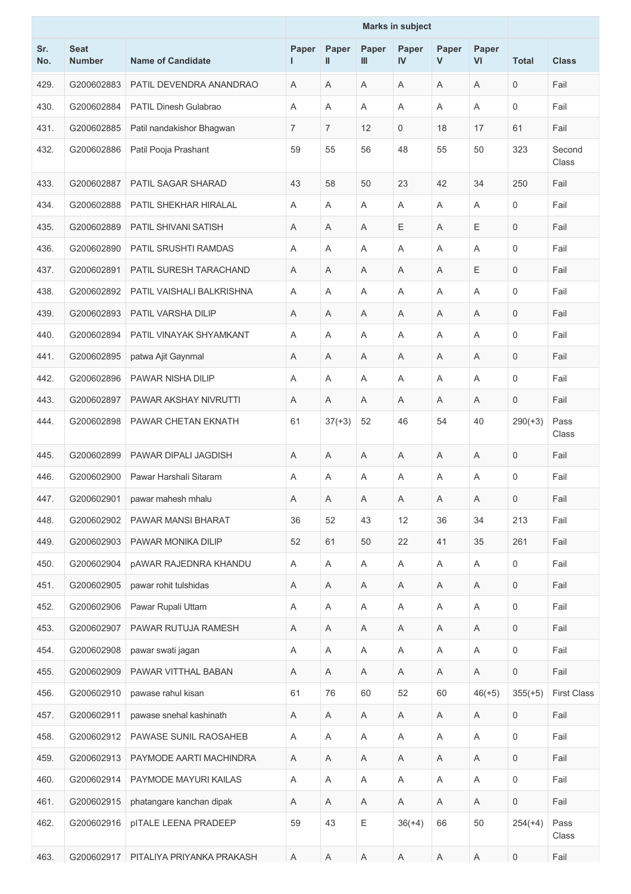| | | | Marks in subject | | | | | | | |
|---|---|---|---|---|---|---|---|---|---|---|
| Sr. No. | Seat Number | Name of Candidate | Paper I | Paper II | Paper III | Paper IV | Paper V | Paper VI | Total | Class |
| 429. | G200602883 | PATIL DEVENDRA ANANDRAO | A | A | A | A | A | A | 0 | Fail |
| 430. | G200602884 | PATIL Dinesh Gulabrao | A | A | A | A | A | A | 0 | Fail |
| 431. | G200602885 | Patil nandakishor Bhagwan | 7 | 7 | 12 | 0 | 18 | 17 | 61 | Fail |
| 432. | G200602886 | Patil Pooja Prashant | 59 | 55 | 56 | 48 | 55 | 50 | 323 | Second Class |
| 433. | G200602887 | PATIL SAGAR SHARAD | 43 | 58 | 50 | 23 | 42 | 34 | 250 | Fail |
| 434. | G200602888 | PATIL SHEKHAR HIRALAL | A | A | A | A | A | A | 0 | Fail |
| 435. | G200602889 | PATIL SHIVANI SATISH | A | A | A | E | A | E | 0 | Fail |
| 436. | G200602890 | PATIL SRUSHTI RAMDAS | A | A | A | A | A | A | 0 | Fail |
| 437. | G200602891 | PATIL SURESH TARACHAND | A | A | A | A | A | E | 0 | Fail |
| 438. | G200602892 | PATIL VAISHALI BALKRISHNA | A | A | A | A | A | A | 0 | Fail |
| 439. | G200602893 | PATIL VARSHA DILIP | A | A | A | A | A | A | 0 | Fail |
| 440. | G200602894 | PATIL VINAYAK SHYAMKANT | A | A | A | A | A | A | 0 | Fail |
| 441. | G200602895 | patwa Ajit Gaynmal | A | A | A | A | A | A | 0 | Fail |
| 442. | G200602896 | PAWAR NISHA DILIP | A | A | A | A | A | A | 0 | Fail |
| 443. | G200602897 | PAWAR AKSHAY NIVRUTTI | A | A | A | A | A | A | 0 | Fail |
| 444. | G200602898 | PAWAR CHETAN EKNATH | 61 | 37(+3) | 52 | 46 | 54 | 40 | 290(+3) | Pass Class |
| 445. | G200602899 | PAWAR DIPALI JAGDISH | A | A | A | A | A | A | 0 | Fail |
| 446. | G200602900 | Pawar Harshali Sitaram | A | A | A | A | A | A | 0 | Fail |
| 447. | G200602901 | pawar mahesh mhalu | A | A | A | A | A | A | 0 | Fail |
| 448. | G200602902 | PAWAR MANSI BHARAT | 36 | 52 | 43 | 12 | 36 | 34 | 213 | Fail |
| 449. | G200602903 | PAWAR MONIKA DILIP | 52 | 61 | 50 | 22 | 41 | 35 | 261 | Fail |
| 450. | G200602904 | pAWAR RAJEDNRA KHANDU | A | A | A | A | A | A | 0 | Fail |
| 451. | G200602905 | pawar rohit tulshidas | A | A | A | A | A | A | 0 | Fail |
| 452. | G200602906 | Pawar Rupali Uttam | A | A | A | A | A | A | 0 | Fail |
| 453. | G200602907 | PAWAR RUTUJA RAMESH | A | A | A | A | A | A | 0 | Fail |
| 454. | G200602908 | pawar swati jagan | A | A | A | A | A | A | 0 | Fail |
| 455. | G200602909 | PAWAR VITTHAL BABAN | A | A | A | A | A | A | 0 | Fail |
| 456. | G200602910 | pawase rahul kisan | 61 | 76 | 60 | 52 | 60 | 46(+5) | 355(+5) | First Class |
| 457. | G200602911 | pawase snehal kashinath | A | A | A | A | A | A | 0 | Fail |
| 458. | G200602912 | PAWASE SUNIL RAOSAHEB | A | A | A | A | A | A | 0 | Fail |
| 459. | G200602913 | PAYMODE AARTI MACHINDRA | A | A | A | A | A | A | 0 | Fail |
| 460. | G200602914 | PAYMODE MAYURI KAILAS | A | A | A | A | A | A | 0 | Fail |
| 461. | G200602915 | phatangare kanchan dipak | A | A | A | A | A | A | 0 | Fail |
| 462. | G200602916 | pITALE LEENA PRADEEP | 59 | 43 | E | 36(+4) | 66 | 50 | 254(+4) | Pass Class |
| 463. | G200602917 | PITALIYA PRIYANKA PRAKASH | A | A | A | A | A | A | 0 | Fail |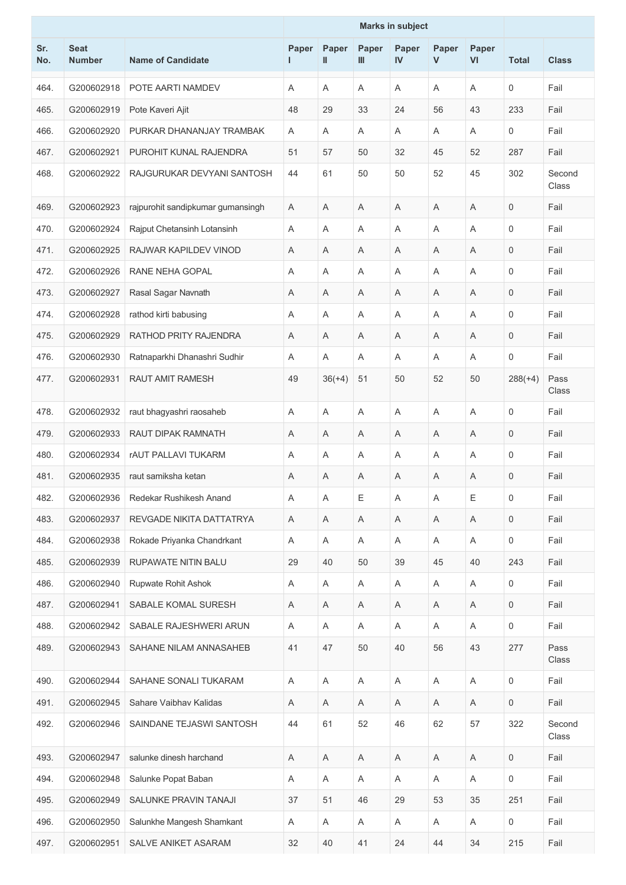| Sr. No. | Seat Number | Name of Candidate | Marks in subject | | | | | | Total | Class |
|---|---|---|---|---|---|---|---|---|---|---|
| | | | Paper I | Paper II | Paper III | Paper IV | Paper V | Paper VI | | |
| 464. | G200602918 | POTE AARTI NAMDEV | A | A | A | A | A | A | 0 | Fail |
| 465. | G200602919 | Pote Kaveri Ajit | 48 | 29 | 33 | 24 | 56 | 43 | 233 | Fail |
| 466. | G200602920 | PURKAR DHANANJAY TRAMBAK | A | A | A | A | A | A | 0 | Fail |
| 467. | G200602921 | PUROHIT KUNAL RAJENDRA | 51 | 57 | 50 | 32 | 45 | 52 | 287 | Fail |
| 468. | G200602922 | RAJGURUKAR DEVYANI SANTOSH | 44 | 61 | 50 | 50 | 52 | 45 | 302 | Second Class |
| 469. | G200602923 | rajpurohit sandipkumar gumansingh | A | A | A | A | A | A | 0 | Fail |
| 470. | G200602924 | Rajput Chetansinh Lotansinh | A | A | A | A | A | A | 0 | Fail |
| 471. | G200602925 | RAJWAR KAPILDEV VINOD | A | A | A | A | A | A | 0 | Fail |
| 472. | G200602926 | RANE NEHA GOPAL | A | A | A | A | A | A | 0 | Fail |
| 473. | G200602927 | Rasal Sagar Navnath | A | A | A | A | A | A | 0 | Fail |
| 474. | G200602928 | rathod kirti babusing | A | A | A | A | A | A | 0 | Fail |
| 475. | G200602929 | RATHOD PRITY RAJENDRA | A | A | A | A | A | A | 0 | Fail |
| 476. | G200602930 | Ratnaparkhi Dhanashri Sudhir | A | A | A | A | A | A | 0 | Fail |
| 477. | G200602931 | RAUT AMIT RAMESH | 49 | 36(+4) | 51 | 50 | 52 | 50 | 288(+4) | Pass Class |
| 478. | G200602932 | raut bhagyashri raosaheb | A | A | A | A | A | A | 0 | Fail |
| 479. | G200602933 | RAUT DIPAK RAMNATH | A | A | A | A | A | A | 0 | Fail |
| 480. | G200602934 | rAUT PALLAVI TUKARM | A | A | A | A | A | A | 0 | Fail |
| 481. | G200602935 | raut samiksha ketan | A | A | A | A | A | A | 0 | Fail |
| 482. | G200602936 | Redekar Rushikesh Anand | A | A | E | A | A | E | 0 | Fail |
| 483. | G200602937 | REVGADE NIKITA DATTATRYA | A | A | A | A | A | A | 0 | Fail |
| 484. | G200602938 | Rokade Priyanka Chandrkant | A | A | A | A | A | A | 0 | Fail |
| 485. | G200602939 | RUPAWATE NITIN BALU | 29 | 40 | 50 | 39 | 45 | 40 | 243 | Fail |
| 486. | G200602940 | Rupwate Rohit Ashok | A | A | A | A | A | A | 0 | Fail |
| 487. | G200602941 | SABALE KOMAL SURESH | A | A | A | A | A | A | 0 | Fail |
| 488. | G200602942 | SABALE RAJESHWERI ARUN | A | A | A | A | A | A | 0 | Fail |
| 489. | G200602943 | SAHANE NILAM ANNASAHEB | 41 | 47 | 50 | 40 | 56 | 43 | 277 | Pass Class |
| 490. | G200602944 | SAHANE SONALI TUKARAM | A | A | A | A | A | A | 0 | Fail |
| 491. | G200602945 | Sahare Vaibhav Kalidas | A | A | A | A | A | A | 0 | Fail |
| 492. | G200602946 | SAINDANE TEJASWI SANTOSH | 44 | 61 | 52 | 46 | 62 | 57 | 322 | Second Class |
| 493. | G200602947 | salunke dinesh harchand | A | A | A | A | A | A | 0 | Fail |
| 494. | G200602948 | Salunke Popat Baban | A | A | A | A | A | A | 0 | Fail |
| 495. | G200602949 | SALUNKE PRAVIN TANAJI | 37 | 51 | 46 | 29 | 53 | 35 | 251 | Fail |
| 496. | G200602950 | Salunkhe Mangesh Shamkant | A | A | A | A | A | A | 0 | Fail |
| 497. | G200602951 | SALVE ANIKET ASARAM | 32 | 40 | 41 | 24 | 44 | 34 | 215 | Fail |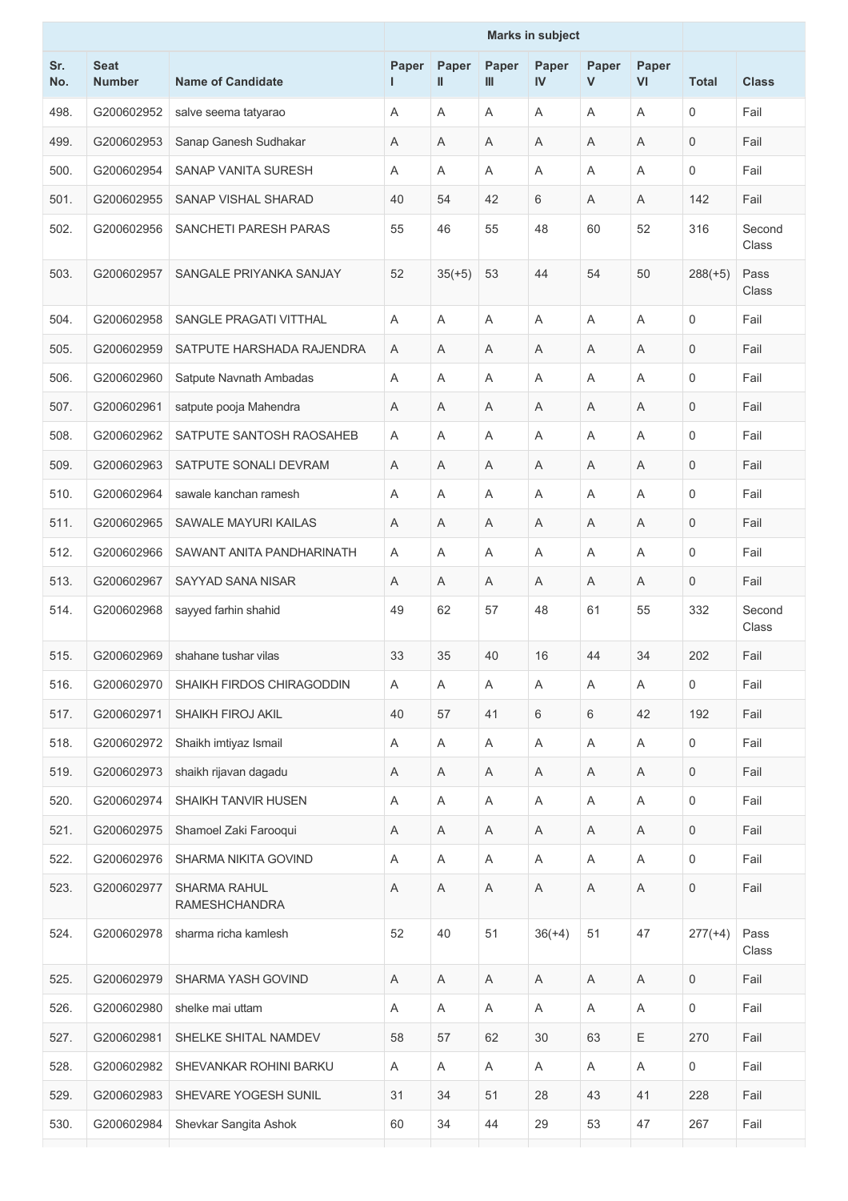| Sr. No. | Seat Number | Name of Candidate | Marks in subject | | | | | | Total | Class |
|---|---|---|---|---|---|---|---|---|---|---|
| | | | Paper I | Paper II | Paper III | Paper IV | Paper V | Paper VI | | |
| 498. | G200602952 | salve seema tatyarao | A | A | A | A | A | A | 0 | Fail |
| 499. | G200602953 | Sanap Ganesh Sudhakar | A | A | A | A | A | A | 0 | Fail |
| 500. | G200602954 | SANAP VANITA SURESH | A | A | A | A | A | A | 0 | Fail |
| 501. | G200602955 | SANAP VISHAL SHARAD | 40 | 54 | 42 | 6 | A | A | 142 | Fail |
| 502. | G200602956 | SANCHETI PARESH PARAS | 55 | 46 | 55 | 48 | 60 | 52 | 316 | Second Class |
| 503. | G200602957 | SANGALE PRIYANKA SANJAY | 52 | 35(+5) | 53 | 44 | 54 | 50 | 288(+5) | Pass Class |
| 504. | G200602958 | SANGLE PRAGATI VITTHAL | A | A | A | A | A | A | 0 | Fail |
| 505. | G200602959 | SATPUTE HARSHADA RAJENDRA | A | A | A | A | A | A | 0 | Fail |
| 506. | G200602960 | Satpute Navnath Ambadas | A | A | A | A | A | A | 0 | Fail |
| 507. | G200602961 | satpute pooja Mahendra | A | A | A | A | A | A | 0 | Fail |
| 508. | G200602962 | SATPUTE SANTOSH RAOSAHEB | A | A | A | A | A | A | 0 | Fail |
| 509. | G200602963 | SATPUTE SONALI DEVRAM | A | A | A | A | A | A | 0 | Fail |
| 510. | G200602964 | sawale kanchan ramesh | A | A | A | A | A | A | 0 | Fail |
| 511. | G200602965 | SAWALE MAYURI KAILAS | A | A | A | A | A | A | 0 | Fail |
| 512. | G200602966 | SAWANT ANITA PANDHARINATH | A | A | A | A | A | A | 0 | Fail |
| 513. | G200602967 | SAYYAD SANA NISAR | A | A | A | A | A | A | 0 | Fail |
| 514. | G200602968 | sayyed farhin shahid | 49 | 62 | 57 | 48 | 61 | 55 | 332 | Second Class |
| 515. | G200602969 | shahane tushar vilas | 33 | 35 | 40 | 16 | 44 | 34 | 202 | Fail |
| 516. | G200602970 | SHAIKH FIRDOS CHIRAGODDIN | A | A | A | A | A | A | 0 | Fail |
| 517. | G200602971 | SHAIKH FIROJ AKIL | 40 | 57 | 41 | 6 | 6 | 42 | 192 | Fail |
| 518. | G200602972 | Shaikh imtiyaz Ismail | A | A | A | A | A | A | 0 | Fail |
| 519. | G200602973 | shaikh rijavan dagadu | A | A | A | A | A | A | 0 | Fail |
| 520. | G200602974 | SHAIKH TANVIR HUSEN | A | A | A | A | A | A | 0 | Fail |
| 521. | G200602975 | Shamoel Zaki Farooqui | A | A | A | A | A | A | 0 | Fail |
| 522. | G200602976 | SHARMA NIKITA GOVIND | A | A | A | A | A | A | 0 | Fail |
| 523. | G200602977 | SHARMA RAHUL RAMESHCHANDRA | A | A | A | A | A | A | 0 | Fail |
| 524. | G200602978 | sharma richa kamlesh | 52 | 40 | 51 | 36(+4) | 51 | 47 | 277(+4) | Pass Class |
| 525. | G200602979 | SHARMA YASH GOVIND | A | A | A | A | A | A | 0 | Fail |
| 526. | G200602980 | shelke mai uttam | A | A | A | A | A | A | 0 | Fail |
| 527. | G200602981 | SHELKE SHITAL NAMDEV | 58 | 57 | 62 | 30 | 63 | E | 270 | Fail |
| 528. | G200602982 | SHEVANKAR ROHINI BARKU | A | A | A | A | A | A | 0 | Fail |
| 529. | G200602983 | SHEVARE YOGESH SUNIL | 31 | 34 | 51 | 28 | 43 | 41 | 228 | Fail |
| 530. | G200602984 | Shevkar Sangita Ashok | 60 | 34 | 44 | 29 | 53 | 47 | 267 | Fail |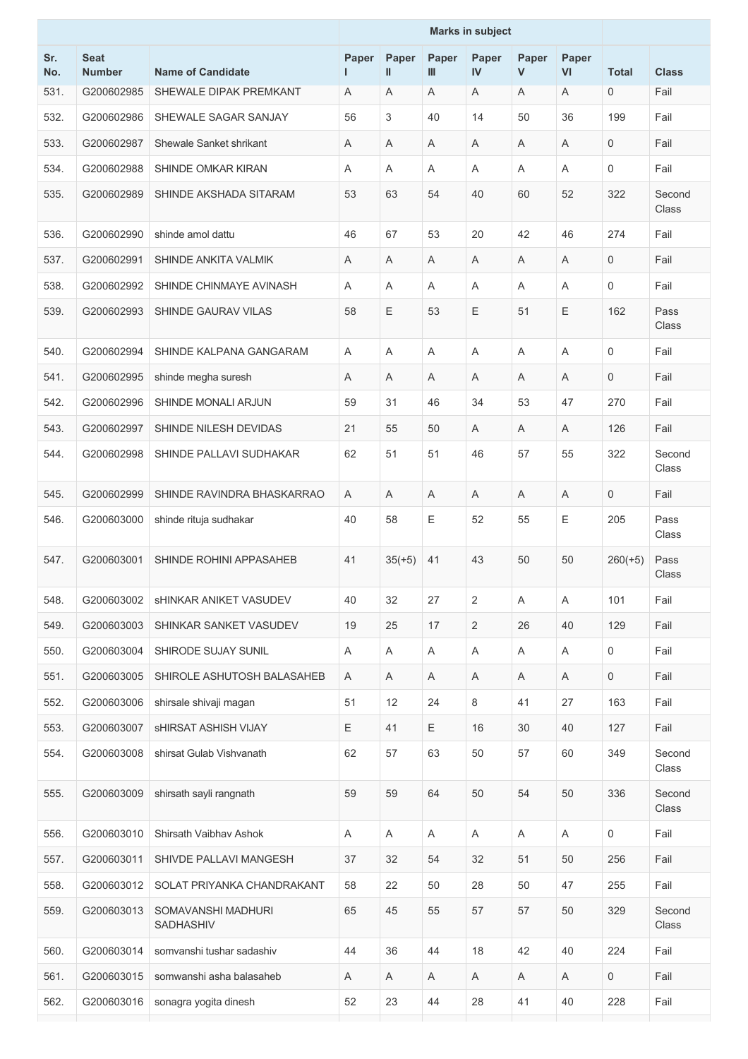| Sr. No. | Seat Number | Name of Candidate | Marks in subject | | | | | | Total | Class |
|---|---|---|---|---|---|---|---|---|---|---|
| | | | Paper I | Paper II | Paper III | Paper IV | Paper V | Paper VI | | |
| 531. | G200602985 | SHEWALE DIPAK PREMKANT | A | A | A | A | A | A | 0 | Fail |
| 532. | G200602986 | SHEWALE SAGAR SANJAY | 56 | 3 | 40 | 14 | 50 | 36 | 199 | Fail |
| 533. | G200602987 | Shewale Sanket shrikant | A | A | A | A | A | A | 0 | Fail |
| 534. | G200602988 | SHINDE OMKAR KIRAN | A | A | A | A | A | A | 0 | Fail |
| 535. | G200602989 | SHINDE AKSHADA SITARAM | 53 | 63 | 54 | 40 | 60 | 52 | 322 | Second Class |
| 536. | G200602990 | shinde amol dattu | 46 | 67 | 53 | 20 | 42 | 46 | 274 | Fail |
| 537. | G200602991 | SHINDE ANKITA VALMIK | A | A | A | A | A | A | 0 | Fail |
| 538. | G200602992 | SHINDE CHINMAYE AVINASH | A | A | A | A | A | A | 0 | Fail |
| 539. | G200602993 | SHINDE GAURAV VILAS | 58 | E | 53 | E | 51 | E | 162 | Pass Class |
| 540. | G200602994 | SHINDE KALPANA GANGARAM | A | A | A | A | A | A | 0 | Fail |
| 541. | G200602995 | shinde megha suresh | A | A | A | A | A | A | 0 | Fail |
| 542. | G200602996 | SHINDE MONALI ARJUN | 59 | 31 | 46 | 34 | 53 | 47 | 270 | Fail |
| 543. | G200602997 | SHINDE NILESH DEVIDAS | 21 | 55 | 50 | A | A | A | 126 | Fail |
| 544. | G200602998 | SHINDE PALLAVI SUDHAKAR | 62 | 51 | 51 | 46 | 57 | 55 | 322 | Second Class |
| 545. | G200602999 | SHINDE RAVINDRA BHASKARRAO | A | A | A | A | A | A | 0 | Fail |
| 546. | G200603000 | shinde rituja sudhakar | 40 | 58 | E | 52 | 55 | E | 205 | Pass Class |
| 547. | G200603001 | SHINDE ROHINI APPASAHEB | 41 | 35(+5) | 41 | 43 | 50 | 50 | 260(+5) | Pass Class |
| 548. | G200603002 | sHINKAR ANIKET VASUDEV | 40 | 32 | 27 | 2 | A | A | 101 | Fail |
| 549. | G200603003 | SHINKAR SANKET VASUDEV | 19 | 25 | 17 | 2 | 26 | 40 | 129 | Fail |
| 550. | G200603004 | SHIRODE SUJAY SUNIL | A | A | A | A | A | A | 0 | Fail |
| 551. | G200603005 | SHIROLE ASHUTOSH BALASAHEB | A | A | A | A | A | A | 0 | Fail |
| 552. | G200603006 | shirsale shivaji magan | 51 | 12 | 24 | 8 | 41 | 27 | 163 | Fail |
| 553. | G200603007 | sHIRSAT ASHISH VIJAY | E | 41 | E | 16 | 30 | 40 | 127 | Fail |
| 554. | G200603008 | shirsat Gulab Vishvanath | 62 | 57 | 63 | 50 | 57 | 60 | 349 | Second Class |
| 555. | G200603009 | shirsath sayli rangnath | 59 | 59 | 64 | 50 | 54 | 50 | 336 | Second Class |
| 556. | G200603010 | Shirsath Vaibhav Ashok | A | A | A | A | A | A | 0 | Fail |
| 557. | G200603011 | SHIVDE PALLAVI MANGESH | 37 | 32 | 54 | 32 | 51 | 50 | 256 | Fail |
| 558. | G200603012 | SOLAT PRIYANKA CHANDRAKANT | 58 | 22 | 50 | 28 | 50 | 47 | 255 | Fail |
| 559. | G200603013 | SOMAVANSHI MADHURI SADHASHIV | 65 | 45 | 55 | 57 | 57 | 50 | 329 | Second Class |
| 560. | G200603014 | somvanshi tushar sadashiv | 44 | 36 | 44 | 18 | 42 | 40 | 224 | Fail |
| 561. | G200603015 | somwanshi asha balasaheb | A | A | A | A | A | A | 0 | Fail |
| 562. | G200603016 | sonagra yogita dinesh | 52 | 23 | 44 | 28 | 41 | 40 | 228 | Fail |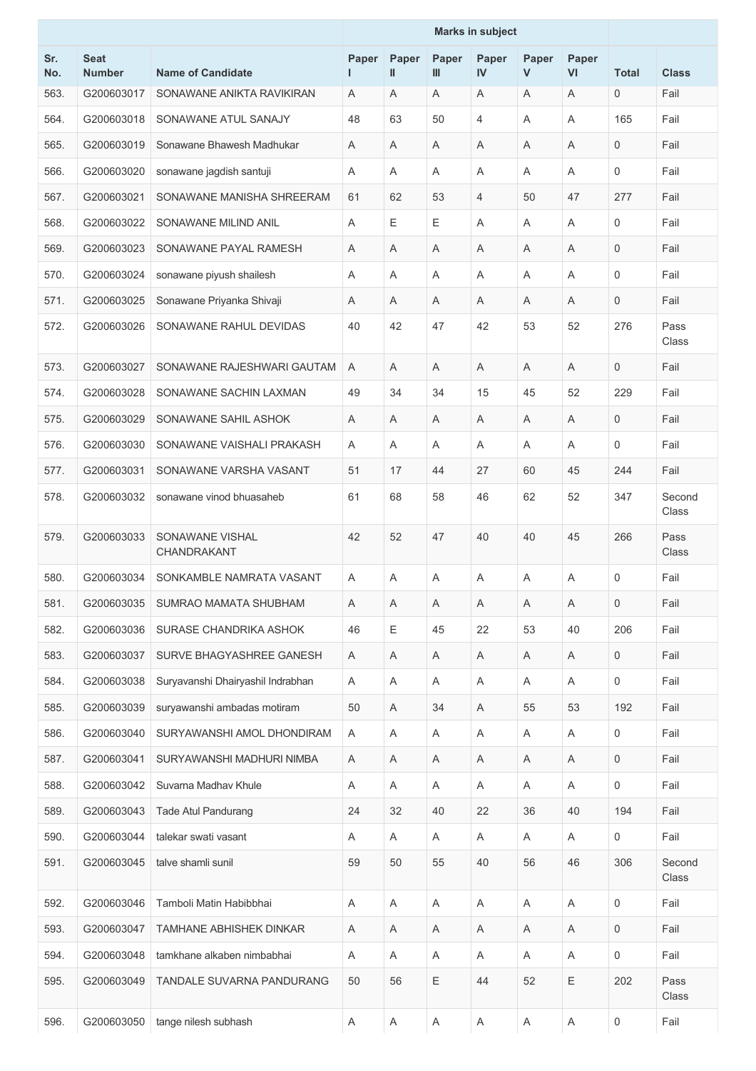| Sr. No. | Seat Number | Name of Candidate | Marks in subject | | | | | | | |
|---|---|---|---|---|---|---|---|---|---|---|
| | | | Paper I | Paper II | Paper III | Paper IV | Paper V | Paper VI | Total | Class |
| 563. | G200603017 | SONAWANE ANIKTA RAVIKIRAN | A | A | A | A | A | A | 0 | Fail |
| 564. | G200603018 | SONAWANE ATUL SANAJY | 48 | 63 | 50 | 4 | A | A | 165 | Fail |
| 565. | G200603019 | Sonawane Bhawesh Madhukar | A | A | A | A | A | A | 0 | Fail |
| 566. | G200603020 | sonawane jagdish santuji | A | A | A | A | A | A | 0 | Fail |
| 567. | G200603021 | SONAWANE MANISHA SHREERAM | 61 | 62 | 53 | 4 | 50 | 47 | 277 | Fail |
| 568. | G200603022 | SONAWANE MILIND ANIL | A | E | E | A | A | A | 0 | Fail |
| 569. | G200603023 | SONAWANE PAYAL RAMESH | A | A | A | A | A | A | 0 | Fail |
| 570. | G200603024 | sonawane piyush shailesh | A | A | A | A | A | A | 0 | Fail |
| 571. | G200603025 | Sonawane Priyanka Shivaji | A | A | A | A | A | A | 0 | Fail |
| 572. | G200603026 | SONAWANE RAHUL DEVIDAS | 40 | 42 | 47 | 42 | 53 | 52 | 276 | Pass Class |
| 573. | G200603027 | SONAWANE RAJESHWARI GAUTAM | A | A | A | A | A | A | 0 | Fail |
| 574. | G200603028 | SONAWANE SACHIN LAXMAN | 49 | 34 | 34 | 15 | 45 | 52 | 229 | Fail |
| 575. | G200603029 | SONAWANE SAHIL ASHOK | A | A | A | A | A | A | 0 | Fail |
| 576. | G200603030 | SONAWANE VAISHALI PRAKASH | A | A | A | A | A | A | 0 | Fail |
| 577. | G200603031 | SONAWANE VARSHA VASANT | 51 | 17 | 44 | 27 | 60 | 45 | 244 | Fail |
| 578. | G200603032 | sonawane vinod bhuasaheb | 61 | 68 | 58 | 46 | 62 | 52 | 347 | Second Class |
| 579. | G200603033 | SONAWANE VISHAL CHANDRAKANT | 42 | 52 | 47 | 40 | 40 | 45 | 266 | Pass Class |
| 580. | G200603034 | SONKAMBLE NAMRATA VASANT | A | A | A | A | A | A | 0 | Fail |
| 581. | G200603035 | SUMRAO MAMATA SHUBHAM | A | A | A | A | A | A | 0 | Fail |
| 582. | G200603036 | SURASE CHANDRIKA ASHOK | 46 | E | 45 | 22 | 53 | 40 | 206 | Fail |
| 583. | G200603037 | SURVE BHAGYASHREE GANESH | A | A | A | A | A | A | 0 | Fail |
| 584. | G200603038 | Suryavanshi Dhairyashil Indrabhan | A | A | A | A | A | A | 0 | Fail |
| 585. | G200603039 | suryawanshi ambadas motiram | 50 | A | 34 | A | 55 | 53 | 192 | Fail |
| 586. | G200603040 | SURYAWANSHI AMOL DHONDIRAM | A | A | A | A | A | A | 0 | Fail |
| 587. | G200603041 | SURYAWANSHI MADHURI NIMBA | A | A | A | A | A | A | 0 | Fail |
| 588. | G200603042 | Suvarna Madhav Khule | A | A | A | A | A | A | 0 | Fail |
| 589. | G200603043 | Tade Atul Pandurang | 24 | 32 | 40 | 22 | 36 | 40 | 194 | Fail |
| 590. | G200603044 | talekar swati vasant | A | A | A | A | A | A | 0 | Fail |
| 591. | G200603045 | talve shamli sunil | 59 | 50 | 55 | 40 | 56 | 46 | 306 | Second Class |
| 592. | G200603046 | Tamboli Matin Habibbhai | A | A | A | A | A | A | 0 | Fail |
| 593. | G200603047 | TAMHANE ABHISHEK DINKAR | A | A | A | A | A | A | 0 | Fail |
| 594. | G200603048 | tamkhane alkaben nimbabhai | A | A | A | A | A | A | 0 | Fail |
| 595. | G200603049 | TANDALE SUVARNA PANDURANG | 50 | 56 | E | 44 | 52 | E | 202 | Pass Class |
| 596. | G200603050 | tange nilesh subhash | A | A | A | A | A | A | 0 | Fail |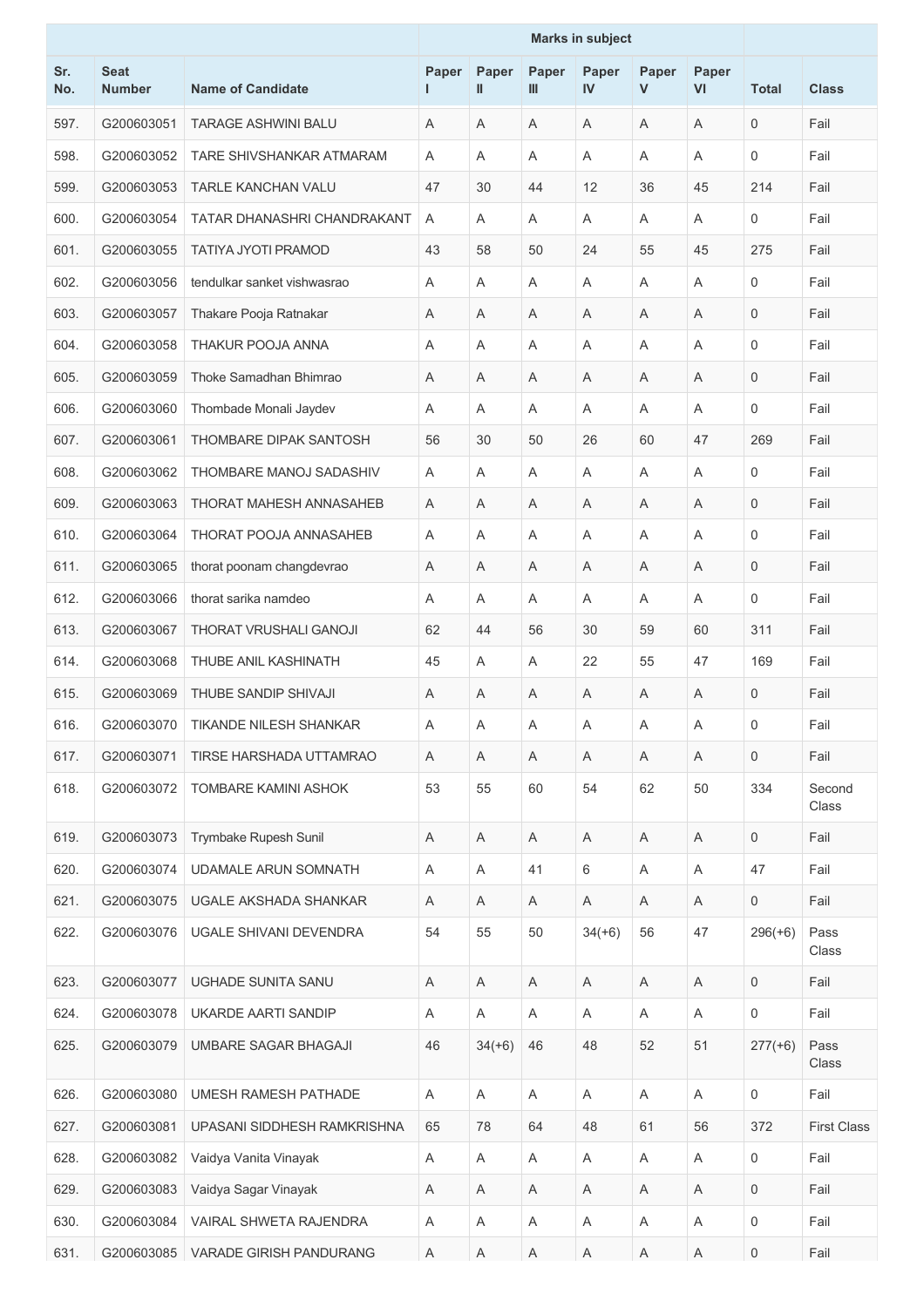| Sr. No. | Seat Number | Name of Candidate | Marks in subject | | | | | | Total | Class |
|---|---|---|---|---|---|---|---|---|---|---|
| | | | Paper I | Paper II | Paper III | Paper IV | Paper V | Paper VI | | |
| 597. | G200603051 | TARAGE ASHWINI BALU | A | A | A | A | A | A | 0 | Fail |
| 598. | G200603052 | TARE SHIVSHANKAR ATMARAM | A | A | A | A | A | A | 0 | Fail |
| 599. | G200603053 | TARLE KANCHAN VALU | 47 | 30 | 44 | 12 | 36 | 45 | 214 | Fail |
| 600. | G200603054 | TATAR DHANASHRI CHANDRAKANT | A | A | A | A | A | A | 0 | Fail |
| 601. | G200603055 | TATIYA JYOTI PRAMOD | 43 | 58 | 50 | 24 | 55 | 45 | 275 | Fail |
| 602. | G200603056 | tendulkar sanket vishwasrao | A | A | A | A | A | A | 0 | Fail |
| 603. | G200603057 | Thakare Pooja Ratnakar | A | A | A | A | A | A | 0 | Fail |
| 604. | G200603058 | THAKUR POOJA ANNA | A | A | A | A | A | A | 0 | Fail |
| 605. | G200603059 | Thoke Samadhan Bhimrao | A | A | A | A | A | A | 0 | Fail |
| 606. | G200603060 | Thombade Monali Jaydev | A | A | A | A | A | A | 0 | Fail |
| 607. | G200603061 | THOMBARE DIPAK SANTOSH | 56 | 30 | 50 | 26 | 60 | 47 | 269 | Fail |
| 608. | G200603062 | THOMBARE MANOJ SADASHIV | A | A | A | A | A | A | 0 | Fail |
| 609. | G200603063 | THORAT MAHESH ANNASAHEB | A | A | A | A | A | A | 0 | Fail |
| 610. | G200603064 | THORAT POOJA ANNASAHEB | A | A | A | A | A | A | 0 | Fail |
| 611. | G200603065 | thorat poonam changdevrao | A | A | A | A | A | A | 0 | Fail |
| 612. | G200603066 | thorat sarika namdeo | A | A | A | A | A | A | 0 | Fail |
| 613. | G200603067 | THORAT VRUSHALI GANOJI | 62 | 44 | 56 | 30 | 59 | 60 | 311 | Fail |
| 614. | G200603068 | THUBE ANIL KASHINATH | 45 | A | A | 22 | 55 | 47 | 169 | Fail |
| 615. | G200603069 | THUBE SANDIP SHIVAJI | A | A | A | A | A | A | 0 | Fail |
| 616. | G200603070 | TIKANDE NILESH SHANKAR | A | A | A | A | A | A | 0 | Fail |
| 617. | G200603071 | TIRSE HARSHADA UTTAMRAO | A | A | A | A | A | A | 0 | Fail |
| 618. | G200603072 | TOMBARE KAMINI ASHOK | 53 | 55 | 60 | 54 | 62 | 50 | 334 | Second Class |
| 619. | G200603073 | Trymbake Rupesh Sunil | A | A | A | A | A | A | 0 | Fail |
| 620. | G200603074 | UDAMALE ARUN SOMNATH | A | A | 41 | 6 | A | A | 47 | Fail |
| 621. | G200603075 | UGALE AKSHADA SHANKAR | A | A | A | A | A | A | 0 | Fail |
| 622. | G200603076 | UGALE SHIVANI DEVENDRA | 54 | 55 | 50 | 34(+6) | 56 | 47 | 296(+6) | Pass Class |
| 623. | G200603077 | UGHADE SUNITA SANU | A | A | A | A | A | A | 0 | Fail |
| 624. | G200603078 | UKARDE AARTI SANDIP | A | A | A | A | A | A | 0 | Fail |
| 625. | G200603079 | UMBARE SAGAR BHAGAJI | 46 | 34(+6) | 46 | 48 | 52 | 51 | 277(+6) | Pass Class |
| 626. | G200603080 | UMESH RAMESH PATHADE | A | A | A | A | A | A | 0 | Fail |
| 627. | G200603081 | UPASANI SIDDHESH RAMKRISHNA | 65 | 78 | 64 | 48 | 61 | 56 | 372 | First Class |
| 628. | G200603082 | Vaidya Vanita Vinayak | A | A | A | A | A | A | 0 | Fail |
| 629. | G200603083 | Vaidya Sagar Vinayak | A | A | A | A | A | A | 0 | Fail |
| 630. | G200603084 | VAIRAL SHWETA RAJENDRA | A | A | A | A | A | A | 0 | Fail |
| 631. | G200603085 | VARADE GIRISH PANDURANG | A | A | A | A | A | A | 0 | Fail |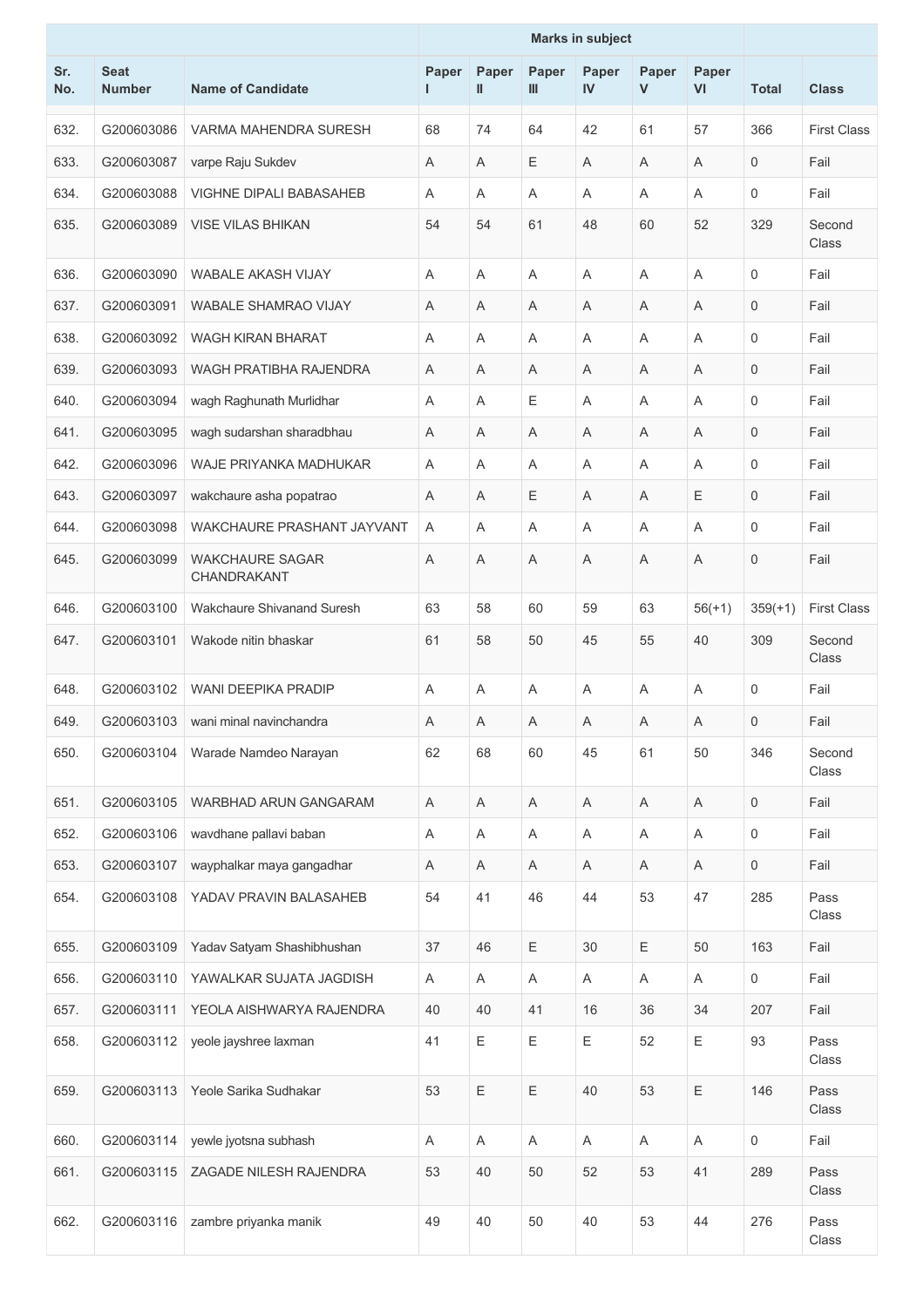| Sr. No. | Seat Number | Name of Candidate | Marks in subject | | | | | | Total | Class |
|---|---|---|---|---|---|---|---|---|---|---|
| | | | Paper I | Paper II | Paper III | Paper IV | Paper V | Paper VI | | |
| 632. | G200603086 | VARMA MAHENDRA SURESH | 68 | 74 | 64 | 42 | 61 | 57 | 366 | First Class |
| 633. | G200603087 | varpe Raju Sukdev | A | A | E | A | A | A | 0 | Fail |
| 634. | G200603088 | VIGHNE DIPALI BABASAHEB | A | A | A | A | A | A | 0 | Fail |
| 635. | G200603089 | VISE VILAS BHIKAN | 54 | 54 | 61 | 48 | 60 | 52 | 329 | Second Class |
| 636. | G200603090 | WABALE AKASH VIJAY | A | A | A | A | A | A | 0 | Fail |
| 637. | G200603091 | WABALE SHAMRAO VIJAY | A | A | A | A | A | A | 0 | Fail |
| 638. | G200603092 | WAGH KIRAN BHARAT | A | A | A | A | A | A | 0 | Fail |
| 639. | G200603093 | WAGH PRATIBHA RAJENDRA | A | A | A | A | A | A | 0 | Fail |
| 640. | G200603094 | wagh Raghunath Murlidhar | A | A | E | A | A | A | 0 | Fail |
| 641. | G200603095 | wagh sudarshan sharadbhau | A | A | A | A | A | A | 0 | Fail |
| 642. | G200603096 | WAJE PRIYANKA MADHUKAR | A | A | A | A | A | A | 0 | Fail |
| 643. | G200603097 | wakchaure asha popatrao | A | A | E | A | A | E | 0 | Fail |
| 644. | G200603098 | WAKCHAURE PRASHANT JAYVANT | A | A | A | A | A | A | 0 | Fail |
| 645. | G200603099 | WAKCHAURE SAGAR CHANDRAKANT | A | A | A | A | A | A | 0 | Fail |
| 646. | G200603100 | Wakchaure Shivanand Suresh | 63 | 58 | 60 | 59 | 63 | 56(+1) | 359(+1) | First Class |
| 647. | G200603101 | Wakode nitin bhaskar | 61 | 58 | 50 | 45 | 55 | 40 | 309 | Second Class |
| 648. | G200603102 | WANI DEEPIKA PRADIP | A | A | A | A | A | A | 0 | Fail |
| 649. | G200603103 | wani minal navinchandra | A | A | A | A | A | A | 0 | Fail |
| 650. | G200603104 | Warade Namdeo Narayan | 62 | 68 | 60 | 45 | 61 | 50 | 346 | Second Class |
| 651. | G200603105 | WARBHAD ARUN GANGARAM | A | A | A | A | A | A | 0 | Fail |
| 652. | G200603106 | wavdhane pallavi baban | A | A | A | A | A | A | 0 | Fail |
| 653. | G200603107 | wayphalkar maya gangadhar | A | A | A | A | A | A | 0 | Fail |
| 654. | G200603108 | YADAV PRAVIN BALASAHEB | 54 | 41 | 46 | 44 | 53 | 47 | 285 | Pass Class |
| 655. | G200603109 | Yadav Satyam Shashibhushan | 37 | 46 | E | 30 | E | 50 | 163 | Fail |
| 656. | G200603110 | YAWALKAR SUJATA JAGDISH | A | A | A | A | A | A | 0 | Fail |
| 657. | G200603111 | YEOLA AISHWARYA RAJENDRA | 40 | 40 | 41 | 16 | 36 | 34 | 207 | Fail |
| 658. | G200603112 | yeole jayshree laxman | 41 | E | E | E | 52 | E | 93 | Pass Class |
| 659. | G200603113 | Yeole Sarika Sudhakar | 53 | E | E | 40 | 53 | E | 146 | Pass Class |
| 660. | G200603114 | yewle jyotsna subhash | A | A | A | A | A | A | 0 | Fail |
| 661. | G200603115 | ZAGADE NILESH RAJENDRA | 53 | 40 | 50 | 52 | 53 | 41 | 289 | Pass Class |
| 662. | G200603116 | zambre priyanka manik | 49 | 40 | 50 | 40 | 53 | 44 | 276 | Pass Class |